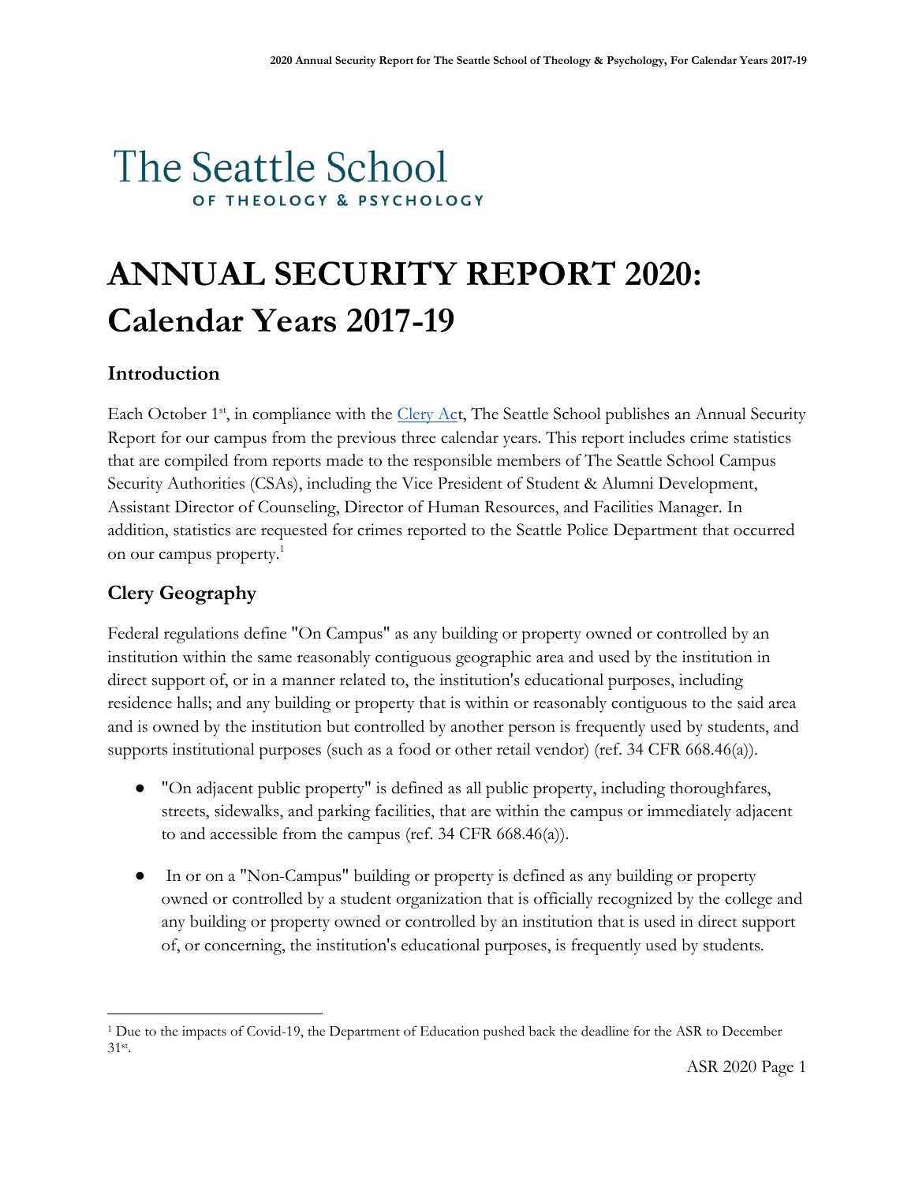The Seattle School
OF THEOLOGY & PSYCHOLOGY

# ANNUAL SECURITY REPORT 2020: Calendar Years 2017-19

## Introduction

Each October 1st, in compliance with the [Clery Act](), The Seattle School publishes an Annual Security Report for our campus from the previous three calendar years. This report includes crime statistics that are compiled from reports made to the responsible members of The Seattle School Campus Security Authorities (CSAs), including the Vice President of Student & Alumni Development, Assistant Director of Counseling, Director of Human Resources, and Facilities Manager. In addition, statistics are requested for crimes reported to the Seattle Police Department that occurred on our campus property.[1]

## Clery Geography

Federal regulations define "On Campus" as any building or property owned or controlled by an institution within the same reasonably contiguous geographic area and used by the institution in direct support of, or in a manner related to, the institution's educational purposes, including residence halls; and any building or property that is within or reasonably contiguous to the said area and is owned by the institution but controlled by another person is frequently used by students, and supports institutional purposes (such as a food or other retail vendor) (ref. 34 CFR 668.46(a)).

- "On adjacent public property" is defined as all public property, including thoroughfares, streets, sidewalks, and parking facilities, that are within the campus or immediately adjacent to and accessible from the campus (ref. 34 CFR 668.46(a)).
- In or on a "Non-Campus" building or property is defined as any building or property owned or controlled by a student organization that is officially recognized by the college and any building or property owned or controlled by an institution that is used in direct support of, or concerning, the institution's educational purposes, is frequently used by students.

[1] Due to the impacts of Covid-19, the Department of Education pushed back the deadline for the ASR to December 31st.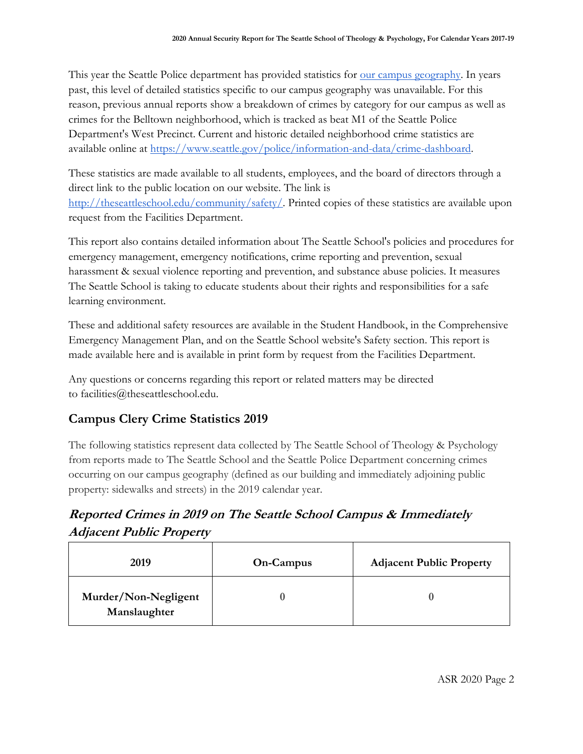This year the Seattle Police department has provided statistics for [our campus geography](). In years past, this level of detailed statistics specific to our campus geography was unavailable. For this reason, previous annual reports show a breakdown of crimes by category for our campus as well as crimes for the Belltown neighborhood, which is tracked as beat M1 of the Seattle Police Department's West Precinct. Current and historic detailed neighborhood crime statistics are available online at https://www.seattle.gov/police/information-and-data/crime-dashboard.

These statistics are made available to all students, employees, and the board of directors through a direct link to the public location on our website. The link is http://theseattleschool.edu/community/safety/. Printed copies of these statistics are available upon request from the Facilities Department.

This report also contains detailed information about The Seattle School's policies and procedures for emergency management, emergency notifications, crime reporting and prevention, sexual harassment & sexual violence reporting and prevention, and substance abuse policies. It measures The Seattle School is taking to educate students about their rights and responsibilities for a safe learning environment.

These and additional safety resources are available in the Student Handbook, in the Comprehensive Emergency Management Plan, and on the Seattle School website's Safety section. This report is made available here and is available in print form by request from the Facilities Department.

Any questions or concerns regarding this report or related matters may be directed to facilities@theseattleschool.edu.

## Campus Clery Crime Statistics 2019

The following statistics represent data collected by The Seattle School of Theology & Psychology from reports made to The Seattle School and the Seattle Police Department concerning crimes occurring on our campus geography (defined as our building and immediately adjoining public property: sidewalks and streets) in the 2019 calendar year.

### *Reported Crimes in 2019 on The Seattle School Campus & Immediately Adjacent Public Property*

| 2019 | On-Campus | Adjacent Public Property |
| --- | --- | --- |
| Murder/Non-Negligent Manslaughter | 0 | 0 |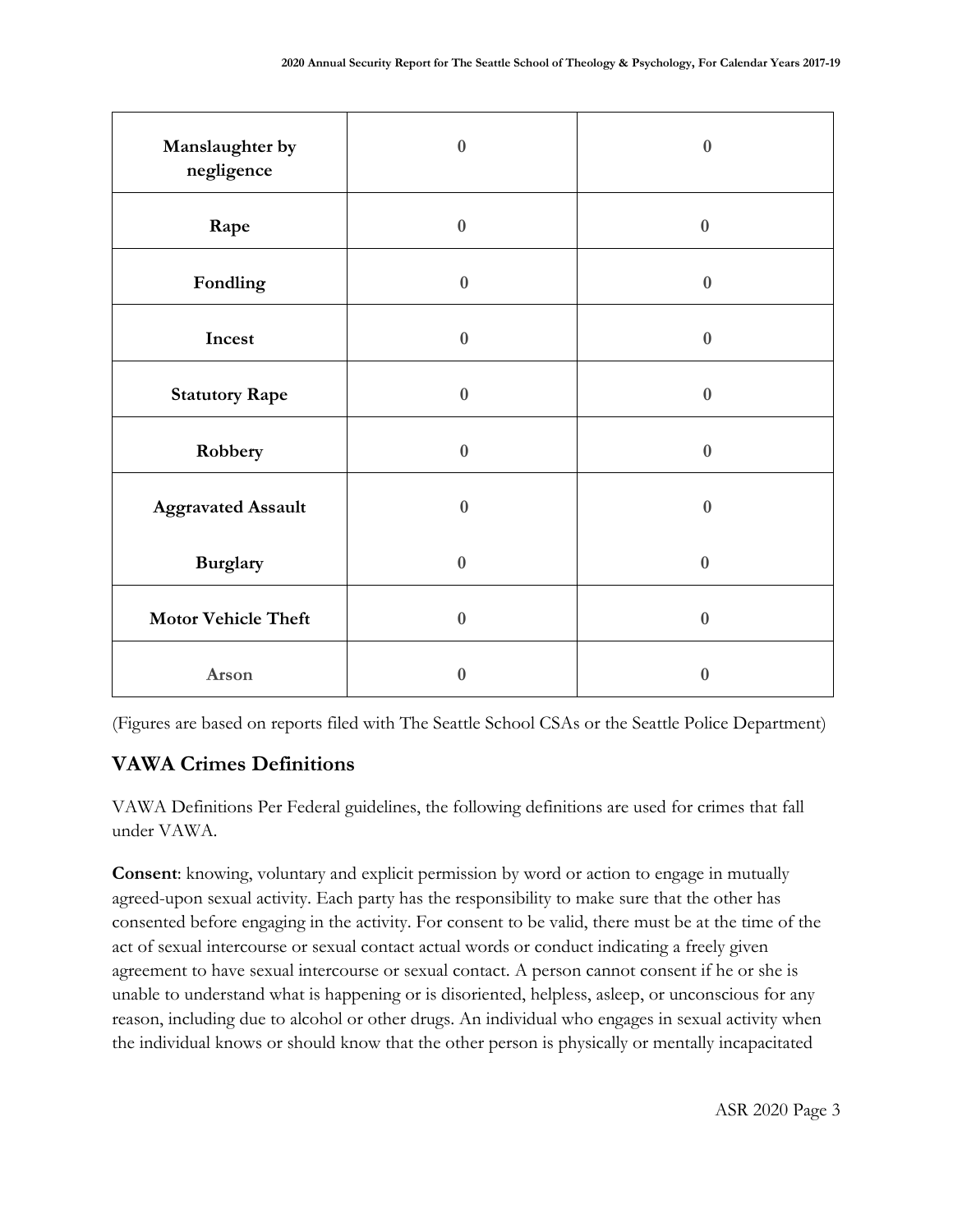| | | |
|---|---|---|
| **Manslaughter by negligence** | **0** | **0** |
| **Rape** | **0** | **0** |
| **Fondling** | **0** | **0** |
| **Incest** | **0** | **0** |
| **Statutory Rape** | **0** | **0** |
| **Robbery** | **0** | **0** |
| **Aggravated Assault** | **0** | **0** |
| **Burglary** | **0** | **0** |
| **Motor Vehicle Theft** | **0** | **0** |
| **Arson** | **0** | **0** |

(Figures are based on reports filed with The Seattle School CSAs or the Seattle Police Department)

## VAWA Crimes Definitions

VAWA Definitions Per Federal guidelines, the following definitions are used for crimes that fall under VAWA.

**Consent**: knowing, voluntary and explicit permission by word or action to engage in mutually agreed-upon sexual activity. Each party has the responsibility to make sure that the other has consented before engaging in the activity. For consent to be valid, there must be at the time of the act of sexual intercourse or sexual contact actual words or conduct indicating a freely given agreement to have sexual intercourse or sexual contact. A person cannot consent if he or she is unable to understand what is happening or is disoriented, helpless, asleep, or unconscious for any reason, including due to alcohol or other drugs. An individual who engages in sexual activity when the individual knows or should know that the other person is physically or mentally incapacitated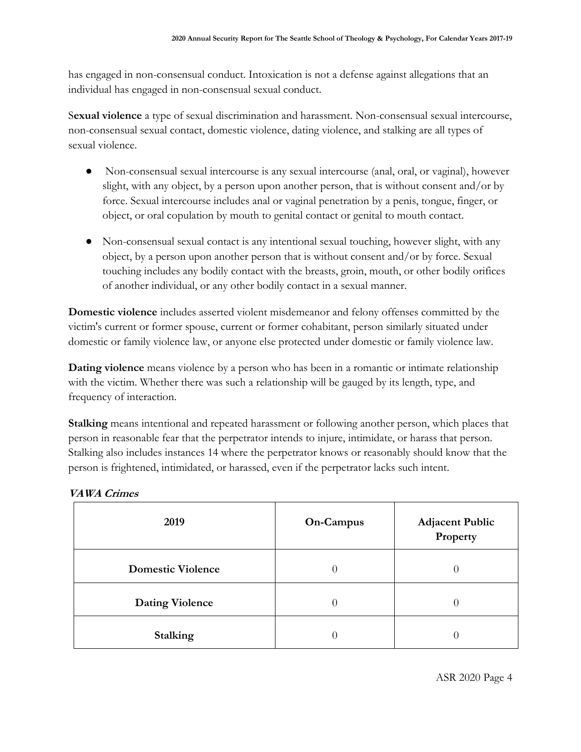has engaged in non-consensual conduct. Intoxication is not a defense against allegations that an individual has engaged in non-consensual sexual conduct.

S**exual violence** a type of sexual discrimination and harassment. Non-consensual sexual intercourse, non-consensual sexual contact, domestic violence, dating violence, and stalking are all types of sexual violence.

- Non-consensual sexual intercourse is any sexual intercourse (anal, oral, or vaginal), however slight, with any object, by a person upon another person, that is without consent and/or by force. Sexual intercourse includes anal or vaginal penetration by a penis, tongue, finger, or object, or oral copulation by mouth to genital contact or genital to mouth contact.
- Non-consensual sexual contact is any intentional sexual touching, however slight, with any object, by a person upon another person that is without consent and/or by force. Sexual touching includes any bodily contact with the breasts, groin, mouth, or other bodily orifices of another individual, or any other bodily contact in a sexual manner.

**Domestic violence** includes asserted violent misdemeanor and felony offenses committed by the victim's current or former spouse, current or former cohabitant, person similarly situated under domestic or family violence law, or anyone else protected under domestic or family violence law.

**Dating violence** means violence by a person who has been in a romantic or intimate relationship with the victim. Whether there was such a relationship will be gauged by its length, type, and frequency of interaction.

**Stalking** means intentional and repeated harassment or following another person, which places that person in reasonable fear that the perpetrator intends to injure, intimidate, or harass that person. Stalking also includes instances 14 where the perpetrator knows or reasonably should know that the person is frightened, intimidated, or harassed, even if the perpetrator lacks such intent.

***VAWA Crimes***

| 2019 | On-Campus | Adjacent Public Property |
|---|---|---|
| **Domestic Violence** | 0 | 0 |
| **Dating Violence** | 0 | 0 |
| **Stalking** | 0 | 0 |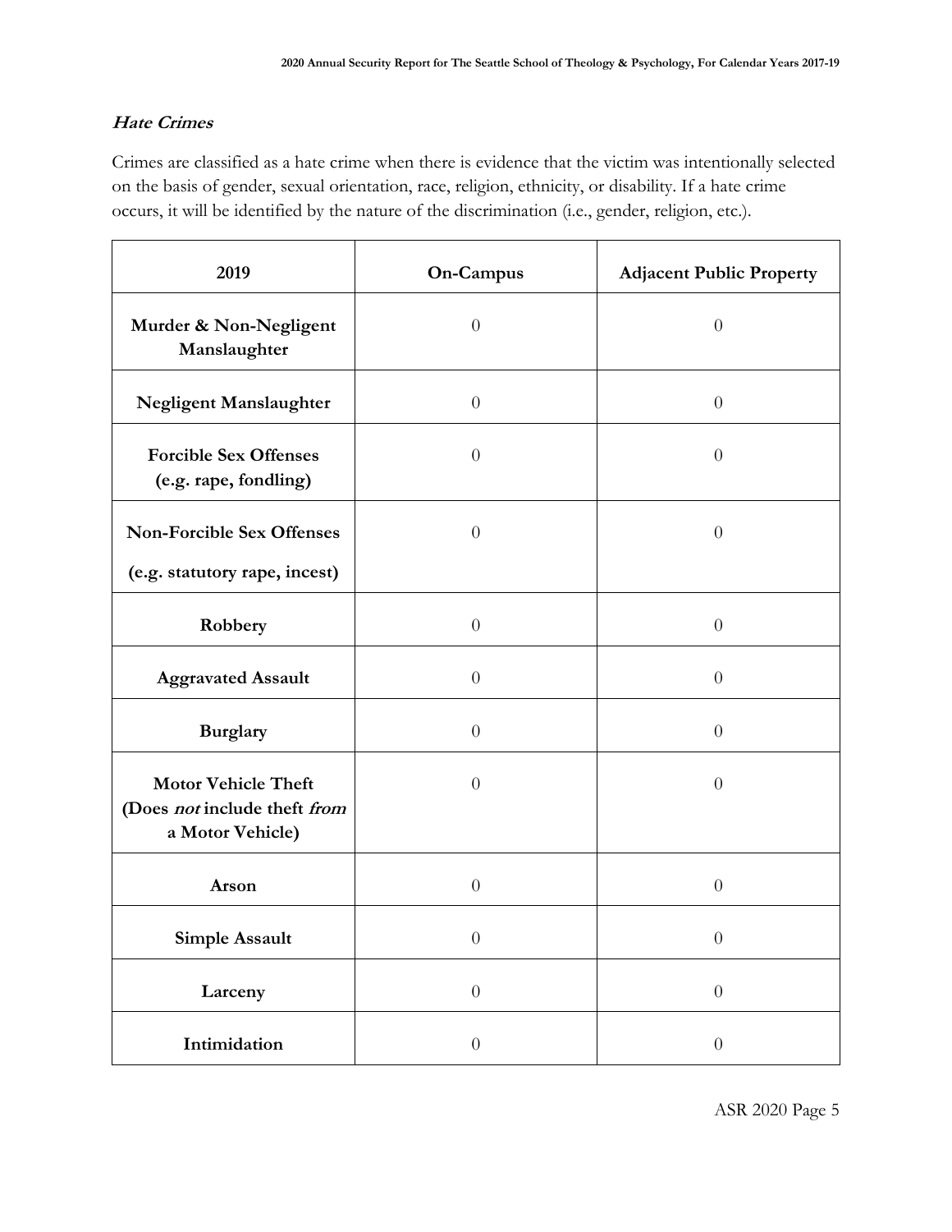***Hate Crimes***

Crimes are classified as a hate crime when there is evidence that the victim was intentionally selected on the basis of gender, sexual orientation, race, religion, ethnicity, or disability. If a hate crime occurs, it will be identified by the nature of the discrimination (i.e., gender, religion, etc.).

| 2019 | On-Campus | Adjacent Public Property |
|---|---|---|
| **Murder & Non-Negligent Manslaughter** | 0 | 0 |
| **Negligent Manslaughter** | 0 | 0 |
| **Forcible Sex Offenses (e.g. rape, fondling)** | 0 | 0 |
| **Non-Forcible Sex Offenses (e.g. statutory rape, incest)** | 0 | 0 |
| **Robbery** | 0 | 0 |
| **Aggravated Assault** | 0 | 0 |
| **Burglary** | 0 | 0 |
| **Motor Vehicle Theft (Does *not* include theft *from* a Motor Vehicle)** | 0 | 0 |
| **Arson** | 0 | 0 |
| **Simple Assault** | 0 | 0 |
| **Larceny** | 0 | 0 |
| **Intimidation** | 0 | 0 |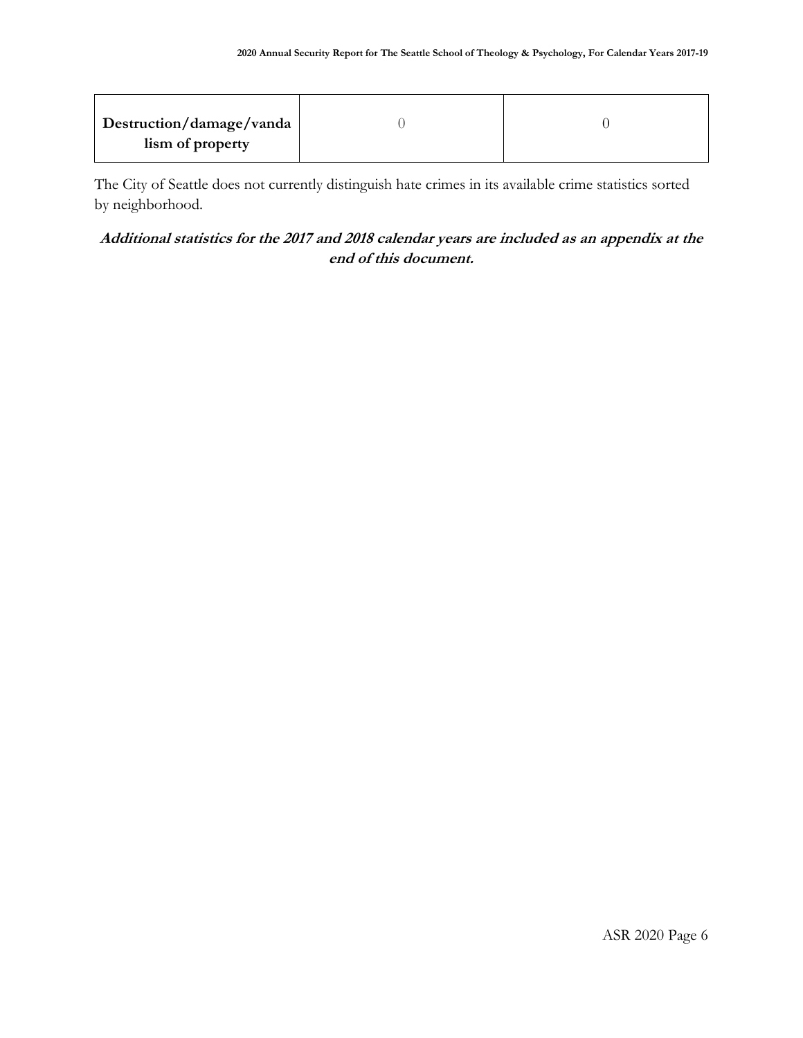| **Destruction/damage/vandalism of property** | 0 | 0 |
| --- | --- | --- |

The City of Seattle does not currently distinguish hate crimes in its available crime statistics sorted by neighborhood.

***Additional statistics for the 2017 and 2018 calendar years are included as an appendix at the end of this document.***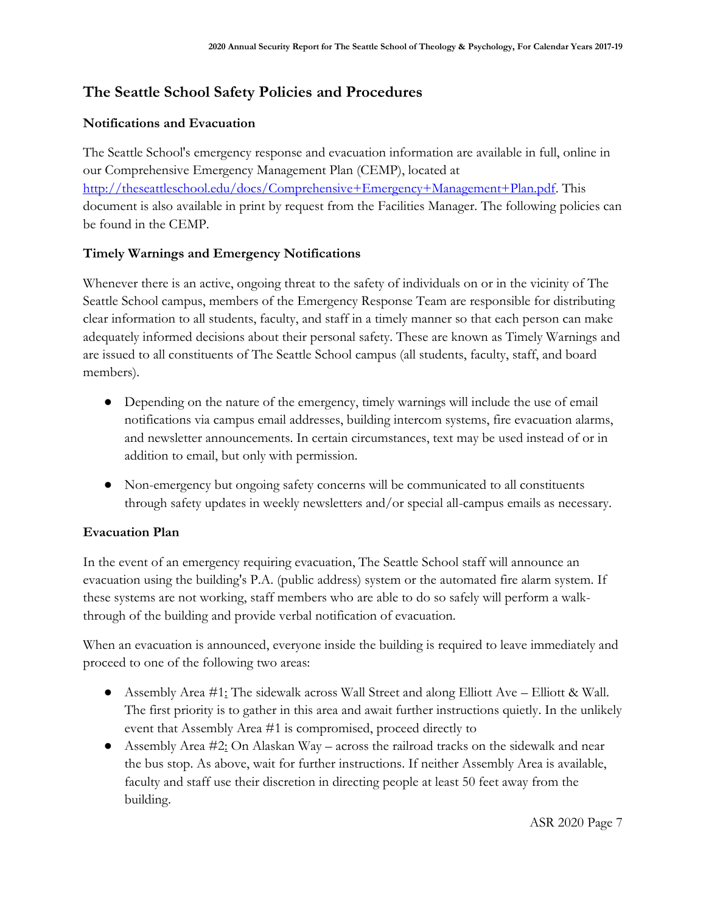## The Seattle School Safety Policies and Procedures

### Notifications and Evacuation

The Seattle School's emergency response and evacuation information are available in full, online in our Comprehensive Emergency Management Plan (CEMP), located at [http://theseattleschool.edu/docs/Comprehensive+Emergency+Management+Plan.pdf](http://theseattleschool.edu/docs/Comprehensive+Emergency+Management+Plan.pdf). This document is also available in print by request from the Facilities Manager. The following policies can be found in the CEMP.

### Timely Warnings and Emergency Notifications

Whenever there is an active, ongoing threat to the safety of individuals on or in the vicinity of The Seattle School campus, members of the Emergency Response Team are responsible for distributing clear information to all students, faculty, and staff in a timely manner so that each person can make adequately informed decisions about their personal safety. These are known as Timely Warnings and are issued to all constituents of The Seattle School campus (all students, faculty, staff, and board members).

- Depending on the nature of the emergency, timely warnings will include the use of email notifications via campus email addresses, building intercom systems, fire evacuation alarms, and newsletter announcements. In certain circumstances, text may be used instead of or in addition to email, but only with permission.
- Non-emergency but ongoing safety concerns will be communicated to all constituents through safety updates in weekly newsletters and/or special all-campus emails as necessary.

### Evacuation Plan

In the event of an emergency requiring evacuation, The Seattle School staff will announce an evacuation using the building's P.A. (public address) system or the automated fire alarm system. If these systems are not working, staff members who are able to do so safely will perform a walk-through of the building and provide verbal notification of evacuation.

When an evacuation is announced, everyone inside the building is required to leave immediately and proceed to one of the following two areas:

- Assembly Area #1: The sidewalk across Wall Street and along Elliott Ave – Elliott & Wall. The first priority is to gather in this area and await further instructions quietly. In the unlikely event that Assembly Area #1 is compromised, proceed directly to
- Assembly Area #2: On Alaskan Way – across the railroad tracks on the sidewalk and near the bus stop. As above, wait for further instructions. If neither Assembly Area is available, faculty and staff use their discretion in directing people at least 50 feet away from the building.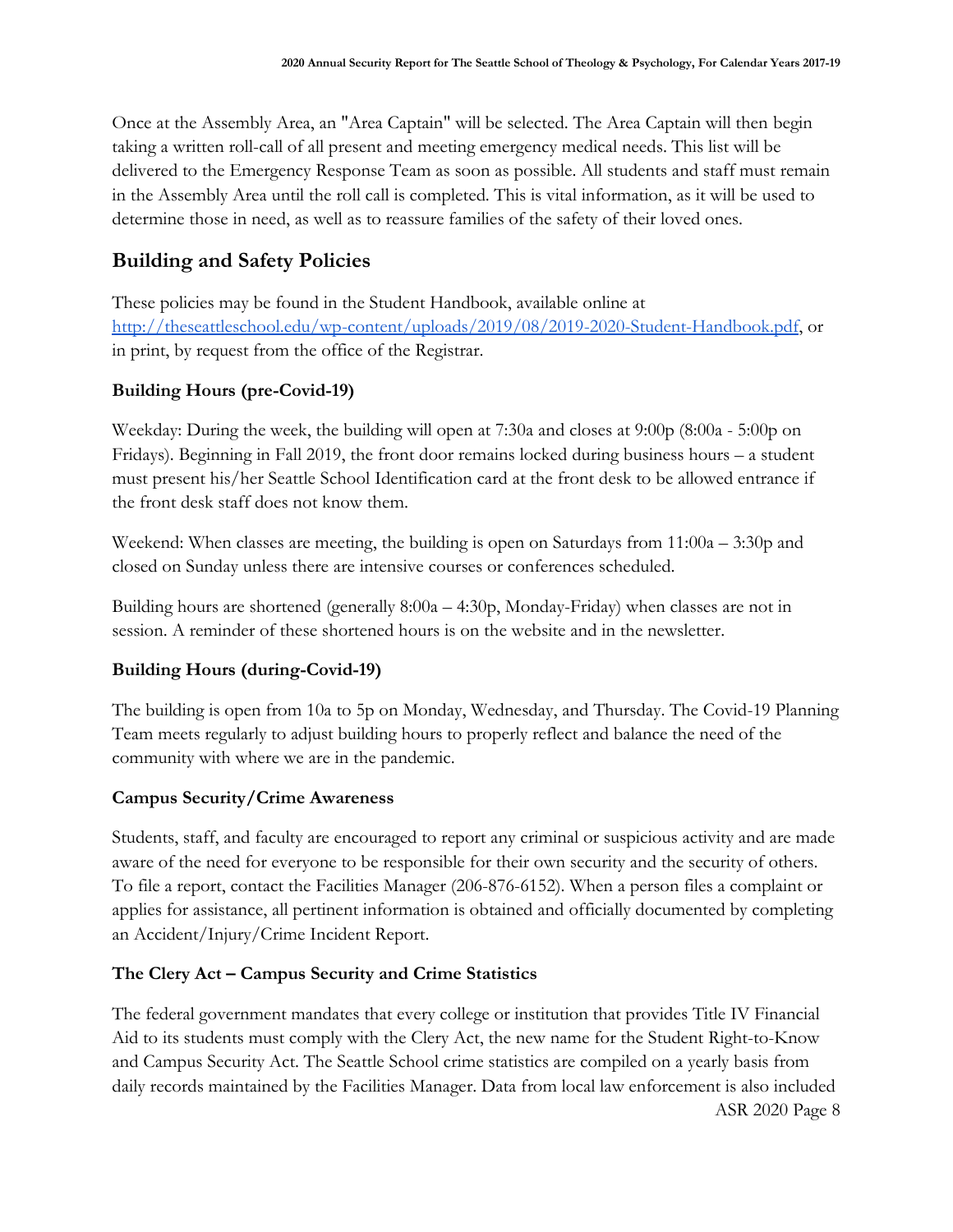Once at the Assembly Area, an "Area Captain" will be selected. The Area Captain will then begin taking a written roll-call of all present and meeting emergency medical needs. This list will be delivered to the Emergency Response Team as soon as possible. All students and staff must remain in the Assembly Area until the roll call is completed. This is vital information, as it will be used to determine those in need, as well as to reassure families of the safety of their loved ones.

## Building and Safety Policies

These policies may be found in the Student Handbook, available online at [http://theseattleschool.edu/wp-content/uploads/2019/08/2019-2020-Student-Handbook.pdf](http://theseattleschool.edu/wp-content/uploads/2019/08/2019-2020-Student-Handbook.pdf), or in print, by request from the office of the Registrar.

### Building Hours (pre-Covid-19)

Weekday: During the week, the building will open at 7:30a and closes at 9:00p (8:00a - 5:00p on Fridays). Beginning in Fall 2019, the front door remains locked during business hours – a student must present his/her Seattle School Identification card at the front desk to be allowed entrance if the front desk staff does not know them.

Weekend: When classes are meeting, the building is open on Saturdays from 11:00a – 3:30p and closed on Sunday unless there are intensive courses or conferences scheduled.

Building hours are shortened (generally 8:00a – 4:30p, Monday-Friday) when classes are not in session. A reminder of these shortened hours is on the website and in the newsletter.

### Building Hours (during-Covid-19)

The building is open from 10a to 5p on Monday, Wednesday, and Thursday. The Covid-19 Planning Team meets regularly to adjust building hours to properly reflect and balance the need of the community with where we are in the pandemic.

### Campus Security/Crime Awareness

Students, staff, and faculty are encouraged to report any criminal or suspicious activity and are made aware of the need for everyone to be responsible for their own security and the security of others. To file a report, contact the Facilities Manager (206-876-6152). When a person files a complaint or applies for assistance, all pertinent information is obtained and officially documented by completing an Accident/Injury/Crime Incident Report.

### The Clery Act – Campus Security and Crime Statistics

The federal government mandates that every college or institution that provides Title IV Financial Aid to its students must comply with the Clery Act, the new name for the Student Right-to-Know and Campus Security Act. The Seattle School crime statistics are compiled on a yearly basis from daily records maintained by the Facilities Manager. Data from local law enforcement is also included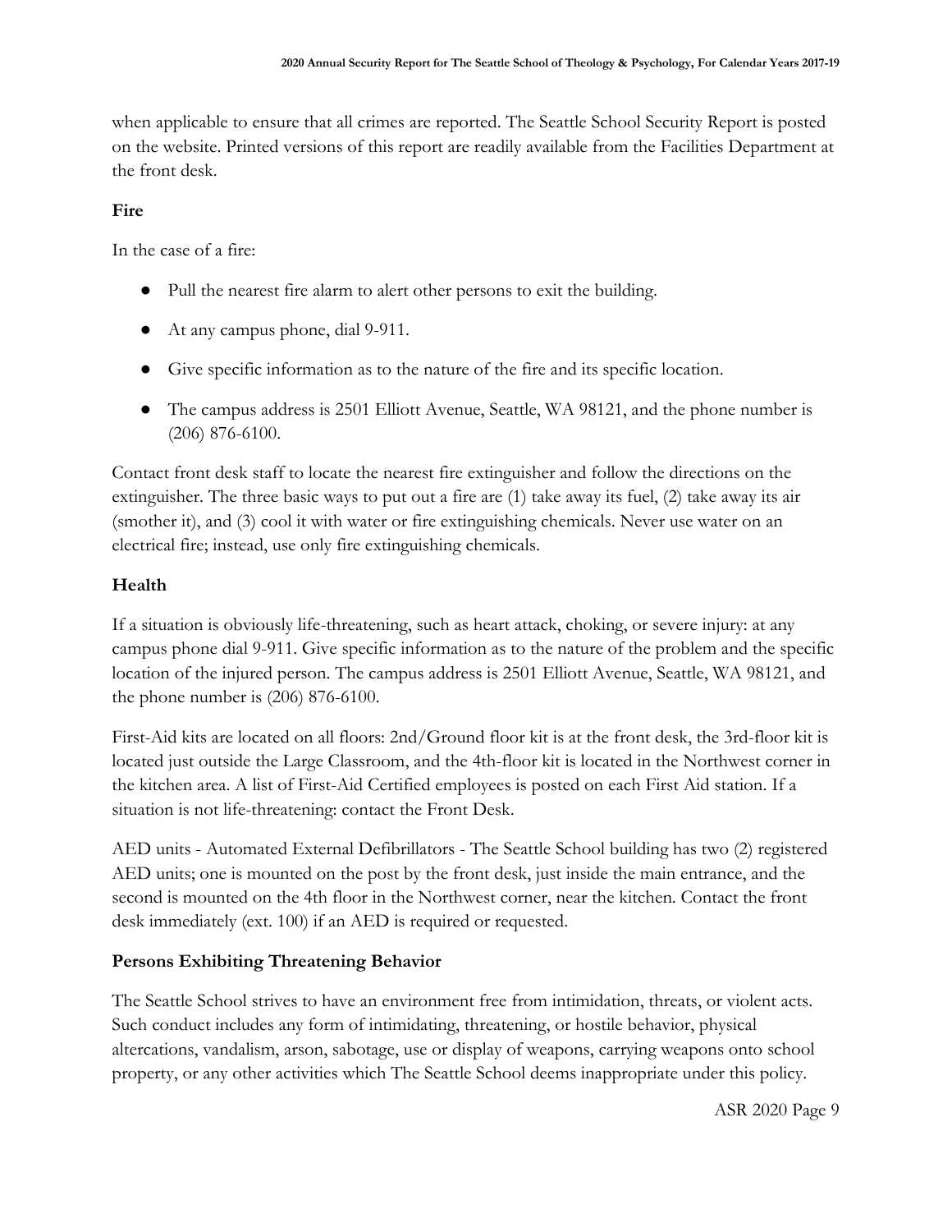when applicable to ensure that all crimes are reported. The Seattle School Security Report is posted on the website. Printed versions of this report are readily available from the Facilities Department at the front desk.

**Fire**

In the case of a fire:

- Pull the nearest fire alarm to alert other persons to exit the building.
- At any campus phone, dial 9-911.
- Give specific information as to the nature of the fire and its specific location.
- The campus address is 2501 Elliott Avenue, Seattle, WA 98121, and the phone number is (206) 876-6100.

Contact front desk staff to locate the nearest fire extinguisher and follow the directions on the extinguisher. The three basic ways to put out a fire are (1) take away its fuel, (2) take away its air (smother it), and (3) cool it with water or fire extinguishing chemicals. Never use water on an electrical fire; instead, use only fire extinguishing chemicals.

## Health

If a situation is obviously life-threatening, such as heart attack, choking, or severe injury: at any campus phone dial 9-911. Give specific information as to the nature of the problem and the specific location of the injured person. The campus address is 2501 Elliott Avenue, Seattle, WA 98121, and the phone number is (206) 876-6100.

First-Aid kits are located on all floors: 2nd/Ground floor kit is at the front desk, the 3rd-floor kit is located just outside the Large Classroom, and the 4th-floor kit is located in the Northwest corner in the kitchen area. A list of First-Aid Certified employees is posted on each First Aid station. If a situation is not life-threatening: contact the Front Desk.

AED units - Automated External Defibrillators - The Seattle School building has two (2) registered AED units; one is mounted on the post by the front desk, just inside the main entrance, and the second is mounted on the 4th floor in the Northwest corner, near the kitchen. Contact the front desk immediately (ext. 100) if an AED is required or requested.

## Persons Exhibiting Threatening Behavior

The Seattle School strives to have an environment free from intimidation, threats, or violent acts. Such conduct includes any form of intimidating, threatening, or hostile behavior, physical altercations, vandalism, arson, sabotage, use or display of weapons, carrying weapons onto school property, or any other activities which The Seattle School deems inappropriate under this policy.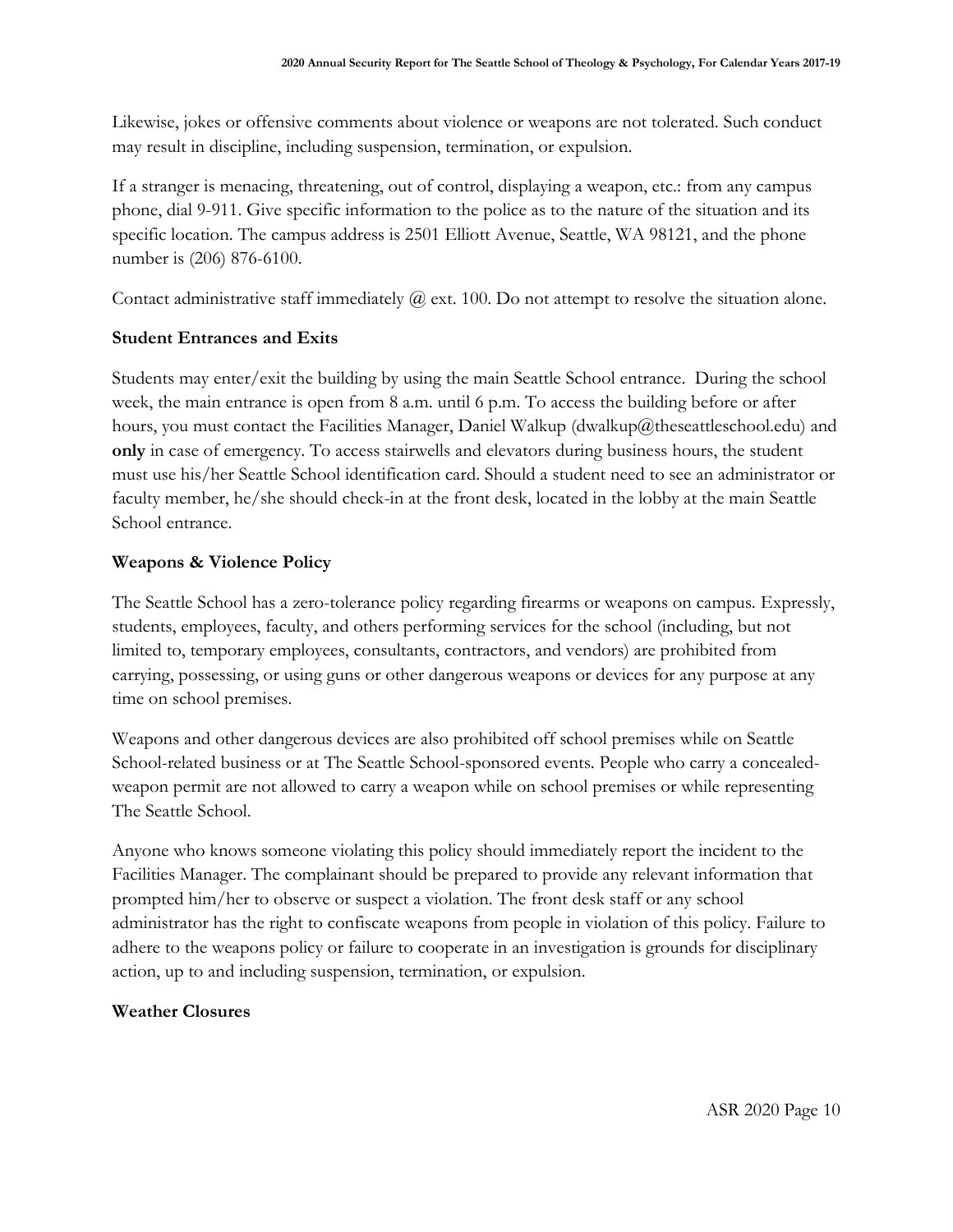Likewise, jokes or offensive comments about violence or weapons are not tolerated. Such conduct may result in discipline, including suspension, termination, or expulsion.

If a stranger is menacing, threatening, out of control, displaying a weapon, etc.: from any campus phone, dial 9-911. Give specific information to the police as to the nature of the situation and its specific location. The campus address is 2501 Elliott Avenue, Seattle, WA 98121, and the phone number is (206) 876-6100.

Contact administrative staff immediately @ ext. 100. Do not attempt to resolve the situation alone.

**Student Entrances and Exits**

Students may enter/exit the building by using the main Seattle School entrance. During the school week, the main entrance is open from 8 a.m. until 6 p.m. To access the building before or after hours, you must contact the Facilities Manager, Daniel Walkup (dwalkup@theseattleschool.edu) and **only** in case of emergency. To access stairwells and elevators during business hours, the student must use his/her Seattle School identification card. Should a student need to see an administrator or faculty member, he/she should check-in at the front desk, located in the lobby at the main Seattle School entrance.

**Weapons & Violence Policy**

The Seattle School has a zero-tolerance policy regarding firearms or weapons on campus. Expressly, students, employees, faculty, and others performing services for the school (including, but not limited to, temporary employees, consultants, contractors, and vendors) are prohibited from carrying, possessing, or using guns or other dangerous weapons or devices for any purpose at any time on school premises.

Weapons and other dangerous devices are also prohibited off school premises while on Seattle School-related business or at The Seattle School-sponsored events. People who carry a concealed-weapon permit are not allowed to carry a weapon while on school premises or while representing The Seattle School.

Anyone who knows someone violating this policy should immediately report the incident to the Facilities Manager. The complainant should be prepared to provide any relevant information that prompted him/her to observe or suspect a violation. The front desk staff or any school administrator has the right to confiscate weapons from people in violation of this policy. Failure to adhere to the weapons policy or failure to cooperate in an investigation is grounds for disciplinary action, up to and including suspension, termination, or expulsion.

**Weather Closures**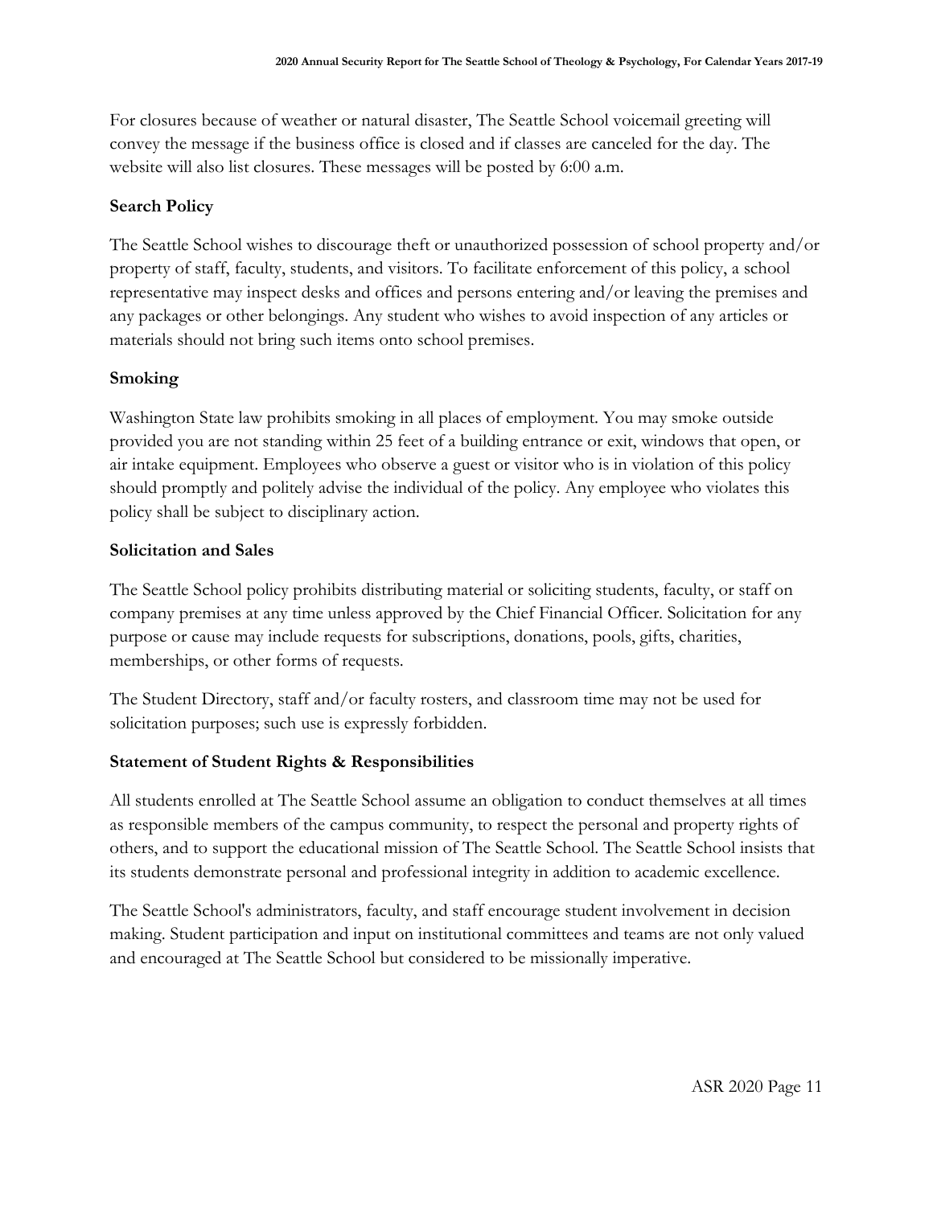For closures because of weather or natural disaster, The Seattle School voicemail greeting will convey the message if the business office is closed and if classes are canceled for the day. The website will also list closures. These messages will be posted by 6:00 a.m.

### Search Policy

The Seattle School wishes to discourage theft or unauthorized possession of school property and/or property of staff, faculty, students, and visitors. To facilitate enforcement of this policy, a school representative may inspect desks and offices and persons entering and/or leaving the premises and any packages or other belongings. Any student who wishes to avoid inspection of any articles or materials should not bring such items onto school premises.

### Smoking

Washington State law prohibits smoking in all places of employment. You may smoke outside provided you are not standing within 25 feet of a building entrance or exit, windows that open, or air intake equipment. Employees who observe a guest or visitor who is in violation of this policy should promptly and politely advise the individual of the policy. Any employee who violates this policy shall be subject to disciplinary action.

### Solicitation and Sales

The Seattle School policy prohibits distributing material or soliciting students, faculty, or staff on company premises at any time unless approved by the Chief Financial Officer. Solicitation for any purpose or cause may include requests for subscriptions, donations, pools, gifts, charities, memberships, or other forms of requests.

The Student Directory, staff and/or faculty rosters, and classroom time may not be used for solicitation purposes; such use is expressly forbidden.

### Statement of Student Rights & Responsibilities

All students enrolled at The Seattle School assume an obligation to conduct themselves at all times as responsible members of the campus community, to respect the personal and property rights of others, and to support the educational mission of The Seattle School. The Seattle School insists that its students demonstrate personal and professional integrity in addition to academic excellence.

The Seattle School's administrators, faculty, and staff encourage student involvement in decision making. Student participation and input on institutional committees and teams are not only valued and encouraged at The Seattle School but considered to be missionally imperative.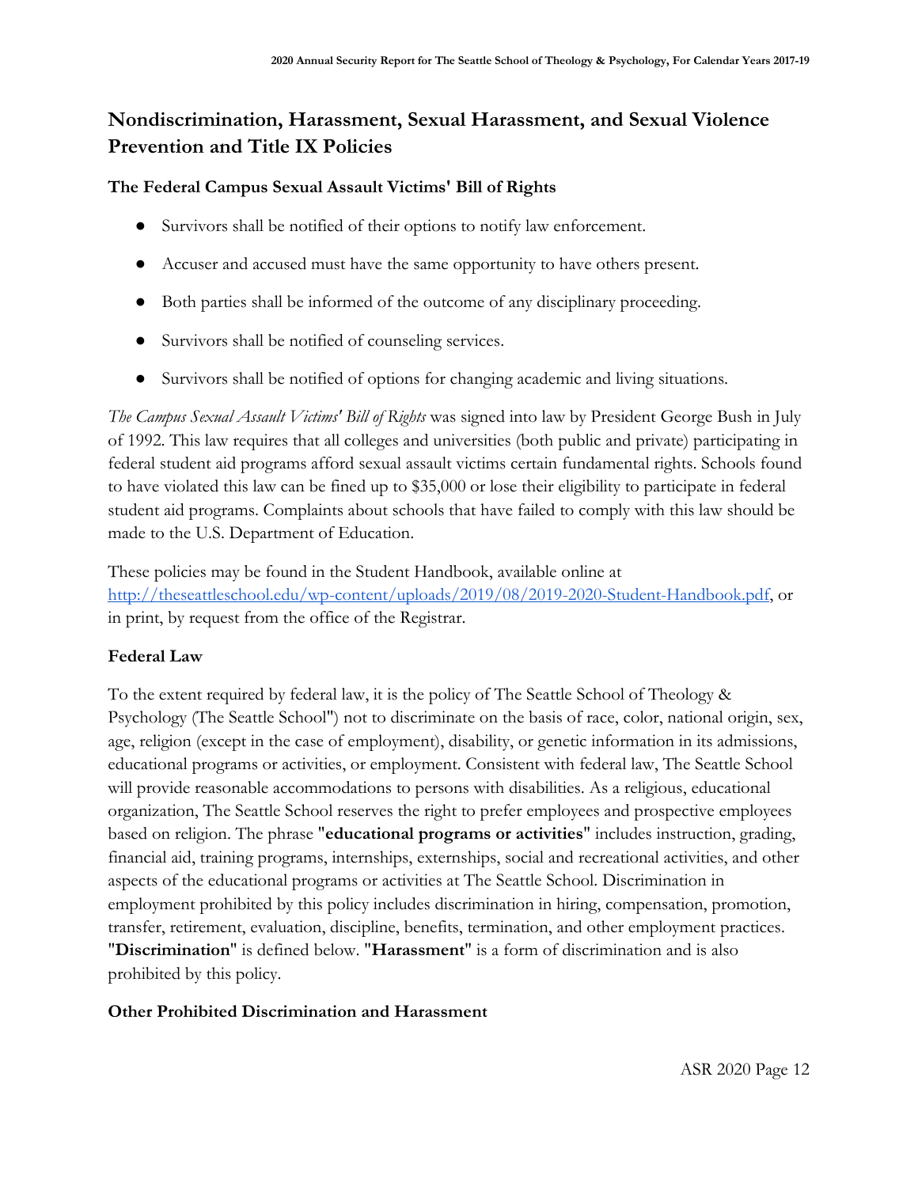## Nondiscrimination, Harassment, Sexual Harassment, and Sexual Violence Prevention and Title IX Policies

### The Federal Campus Sexual Assault Victims' Bill of Rights

- Survivors shall be notified of their options to notify law enforcement.
- Accuser and accused must have the same opportunity to have others present.
- Both parties shall be informed of the outcome of any disciplinary proceeding.
- Survivors shall be notified of counseling services.
- Survivors shall be notified of options for changing academic and living situations.

*The Campus Sexual Assault Victims' Bill of Rights* was signed into law by President George Bush in July of 1992. This law requires that all colleges and universities (both public and private) participating in federal student aid programs afford sexual assault victims certain fundamental rights. Schools found to have violated this law can be fined up to $35,000 or lose their eligibility to participate in federal student aid programs. Complaints about schools that have failed to comply with this law should be made to the U.S. Department of Education.

These policies may be found in the Student Handbook, available online at [http://theseattleschool.edu/wp-content/uploads/2019/08/2019-2020-Student-Handbook.pdf](http://theseattleschool.edu/wp-content/uploads/2019/08/2019-2020-Student-Handbook.pdf), or in print, by request from the office of the Registrar.

### Federal Law

To the extent required by federal law, it is the policy of The Seattle School of Theology & Psychology (The Seattle School") not to discriminate on the basis of race, color, national origin, sex, age, religion (except in the case of employment), disability, or genetic information in its admissions, educational programs or activities, or employment. Consistent with federal law, The Seattle School will provide reasonable accommodations to persons with disabilities. As a religious, educational organization, The Seattle School reserves the right to prefer employees and prospective employees based on religion. The phrase "**educational programs or activities**" includes instruction, grading, financial aid, training programs, internships, externships, social and recreational activities, and other aspects of the educational programs or activities at The Seattle School. Discrimination in employment prohibited by this policy includes discrimination in hiring, compensation, promotion, transfer, retirement, evaluation, discipline, benefits, termination, and other employment practices. "**Discrimination**" is defined below. "**Harassment**" is a form of discrimination and is also prohibited by this policy.

### Other Prohibited Discrimination and Harassment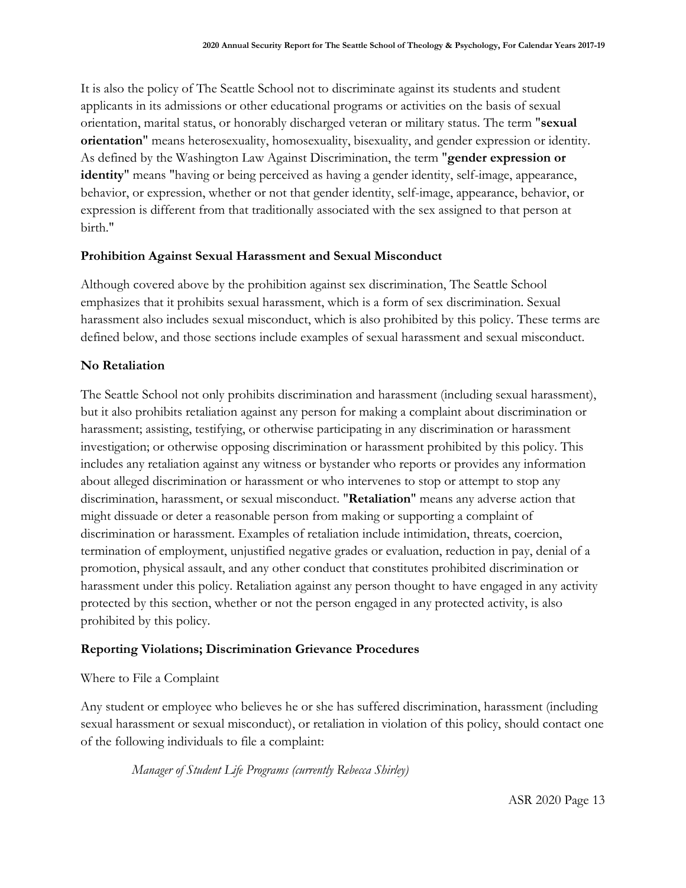It is also the policy of The Seattle School not to discriminate against its students and student applicants in its admissions or other educational programs or activities on the basis of sexual orientation, marital status, or honorably discharged veteran or military status. The term "**sexual orientation**" means heterosexuality, homosexuality, bisexuality, and gender expression or identity. As defined by the Washington Law Against Discrimination, the term "**gender expression or identity**" means "having or being perceived as having a gender identity, self-image, appearance, behavior, or expression, whether or not that gender identity, self-image, appearance, behavior, or expression is different from that traditionally associated with the sex assigned to that person at birth."

### Prohibition Against Sexual Harassment and Sexual Misconduct

Although covered above by the prohibition against sex discrimination, The Seattle School emphasizes that it prohibits sexual harassment, which is a form of sex discrimination. Sexual harassment also includes sexual misconduct, which is also prohibited by this policy. These terms are defined below, and those sections include examples of sexual harassment and sexual misconduct.

### No Retaliation

The Seattle School not only prohibits discrimination and harassment (including sexual harassment), but it also prohibits retaliation against any person for making a complaint about discrimination or harassment; assisting, testifying, or otherwise participating in any discrimination or harassment investigation; or otherwise opposing discrimination or harassment prohibited by this policy. This includes any retaliation against any witness or bystander who reports or provides any information about alleged discrimination or harassment or who intervenes to stop or attempt to stop any discrimination, harassment, or sexual misconduct. "**Retaliation**" means any adverse action that might dissuade or deter a reasonable person from making or supporting a complaint of discrimination or harassment. Examples of retaliation include intimidation, threats, coercion, termination of employment, unjustified negative grades or evaluation, reduction in pay, denial of a promotion, physical assault, and any other conduct that constitutes prohibited discrimination or harassment under this policy. Retaliation against any person thought to have engaged in any activity protected by this section, whether or not the person engaged in any protected activity, is also prohibited by this policy.

### Reporting Violations; Discrimination Grievance Procedures

Where to File a Complaint

Any student or employee who believes he or she has suffered discrimination, harassment (including sexual harassment or sexual misconduct), or retaliation in violation of this policy, should contact one of the following individuals to file a complaint:

*Manager of Student Life Programs (currently Rebecca Shirley)*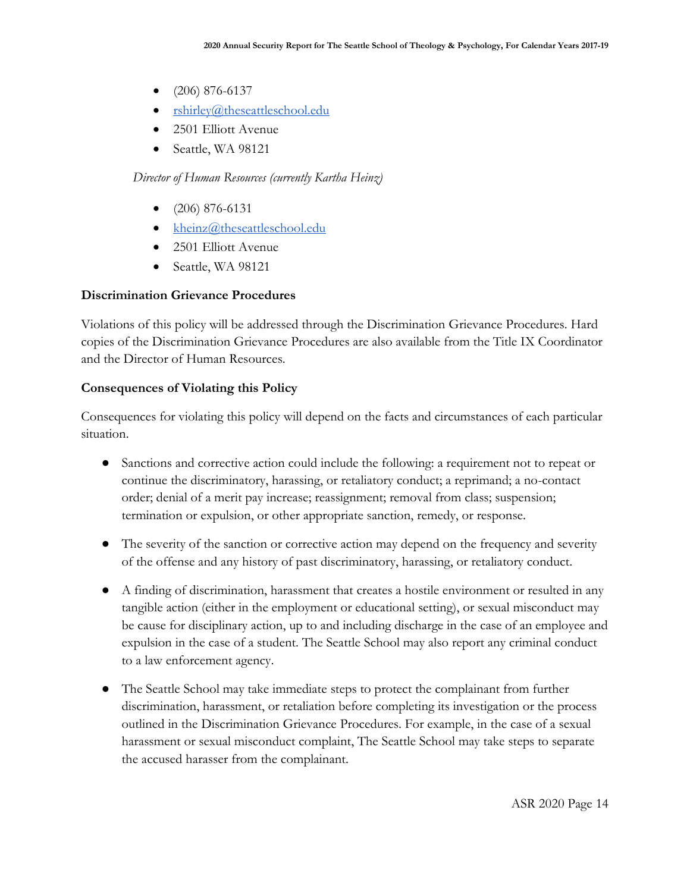- (206) 876-6137
- rshirley@theseattleschool.edu
- 2501 Elliott Avenue
- Seattle, WA 98121

*Director of Human Resources (currently Kartha Heinz)*

- (206) 876-6131
- kheinz@theseattleschool.edu
- 2501 Elliott Avenue
- Seattle, WA 98121

**Discrimination Grievance Procedures**

Violations of this policy will be addressed through the Discrimination Grievance Procedures. Hard copies of the Discrimination Grievance Procedures are also available from the Title IX Coordinator and the Director of Human Resources.

**Consequences of Violating this Policy**

Consequences for violating this policy will depend on the facts and circumstances of each particular situation.

- Sanctions and corrective action could include the following: a requirement not to repeat or continue the discriminatory, harassing, or retaliatory conduct; a reprimand; a no-contact order; denial of a merit pay increase; reassignment; removal from class; suspension; termination or expulsion, or other appropriate sanction, remedy, or response.

- The severity of the sanction or corrective action may depend on the frequency and severity of the offense and any history of past discriminatory, harassing, or retaliatory conduct.

- A finding of discrimination, harassment that creates a hostile environment or resulted in any tangible action (either in the employment or educational setting), or sexual misconduct may be cause for disciplinary action, up to and including discharge in the case of an employee and expulsion in the case of a student. The Seattle School may also report any criminal conduct to a law enforcement agency.

- The Seattle School may take immediate steps to protect the complainant from further discrimination, harassment, or retaliation before completing its investigation or the process outlined in the Discrimination Grievance Procedures. For example, in the case of a sexual harassment or sexual misconduct complaint, The Seattle School may take steps to separate the accused harasser from the complainant.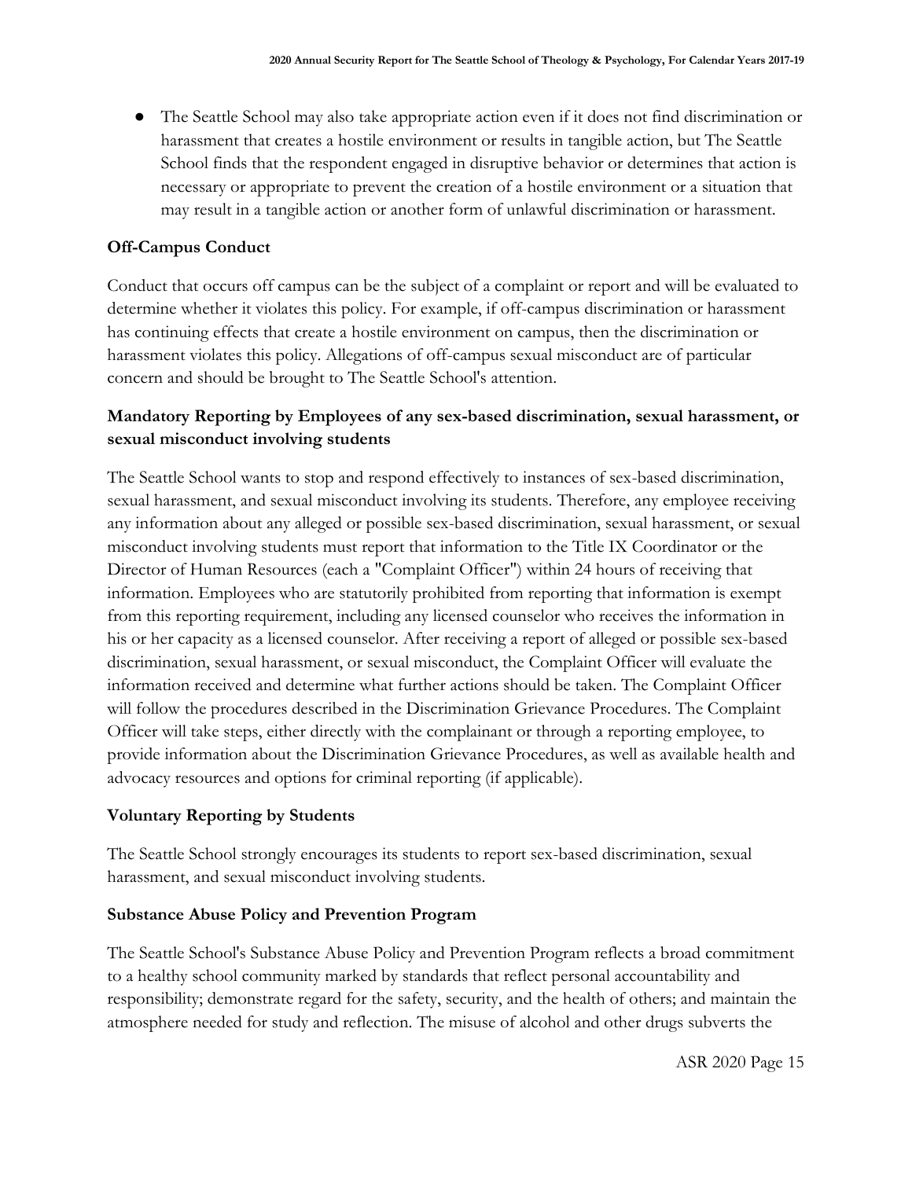- The Seattle School may also take appropriate action even if it does not find discrimination or harassment that creates a hostile environment or results in tangible action, but The Seattle School finds that the respondent engaged in disruptive behavior or determines that action is necessary or appropriate to prevent the creation of a hostile environment or a situation that may result in a tangible action or another form of unlawful discrimination or harassment.

**Off-Campus Conduct**

Conduct that occurs off campus can be the subject of a complaint or report and will be evaluated to determine whether it violates this policy. For example, if off-campus discrimination or harassment has continuing effects that create a hostile environment on campus, then the discrimination or harassment violates this policy. Allegations of off-campus sexual misconduct are of particular concern and should be brought to The Seattle School's attention.

**Mandatory Reporting by Employees of any sex-based discrimination, sexual harassment, or sexual misconduct involving students**

The Seattle School wants to stop and respond effectively to instances of sex-based discrimination, sexual harassment, and sexual misconduct involving its students. Therefore, any employee receiving any information about any alleged or possible sex-based discrimination, sexual harassment, or sexual misconduct involving students must report that information to the Title IX Coordinator or the Director of Human Resources (each a "Complaint Officer") within 24 hours of receiving that information. Employees who are statutorily prohibited from reporting that information is exempt from this reporting requirement, including any licensed counselor who receives the information in his or her capacity as a licensed counselor. After receiving a report of alleged or possible sex-based discrimination, sexual harassment, or sexual misconduct, the Complaint Officer will evaluate the information received and determine what further actions should be taken. The Complaint Officer will follow the procedures described in the Discrimination Grievance Procedures. The Complaint Officer will take steps, either directly with the complainant or through a reporting employee, to provide information about the Discrimination Grievance Procedures, as well as available health and advocacy resources and options for criminal reporting (if applicable).

**Voluntary Reporting by Students**

The Seattle School strongly encourages its students to report sex-based discrimination, sexual harassment, and sexual misconduct involving students.

**Substance Abuse Policy and Prevention Program**

The Seattle School's Substance Abuse Policy and Prevention Program reflects a broad commitment to a healthy school community marked by standards that reflect personal accountability and responsibility; demonstrate regard for the safety, security, and the health of others; and maintain the atmosphere needed for study and reflection. The misuse of alcohol and other drugs subverts the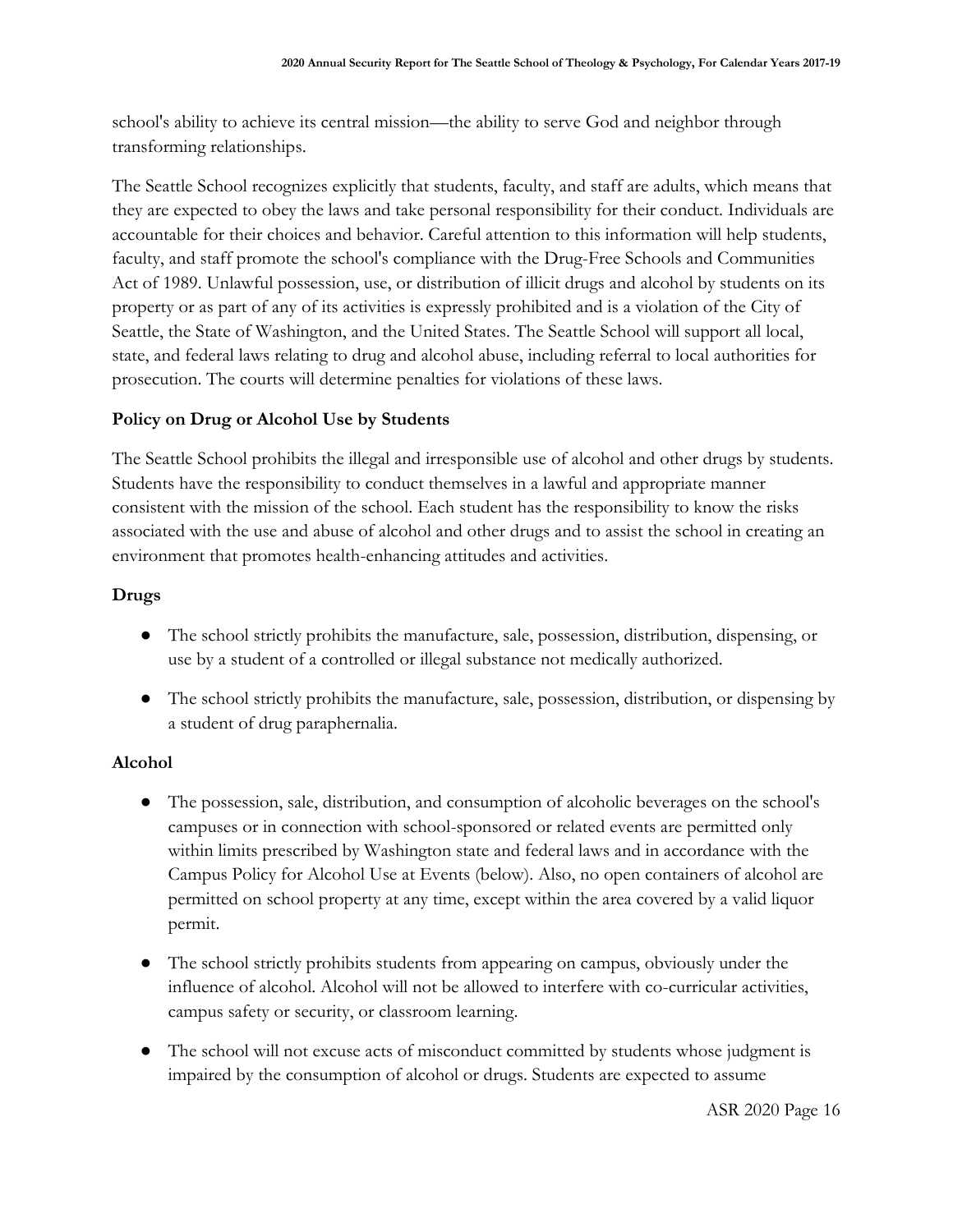school's ability to achieve its central mission—the ability to serve God and neighbor through transforming relationships.

The Seattle School recognizes explicitly that students, faculty, and staff are adults, which means that they are expected to obey the laws and take personal responsibility for their conduct. Individuals are accountable for their choices and behavior. Careful attention to this information will help students, faculty, and staff promote the school's compliance with the Drug-Free Schools and Communities Act of 1989. Unlawful possession, use, or distribution of illicit drugs and alcohol by students on its property or as part of any of its activities is expressly prohibited and is a violation of the City of Seattle, the State of Washington, and the United States. The Seattle School will support all local, state, and federal laws relating to drug and alcohol abuse, including referral to local authorities for prosecution. The courts will determine penalties for violations of these laws.

**Policy on Drug or Alcohol Use by Students**

The Seattle School prohibits the illegal and irresponsible use of alcohol and other drugs by students. Students have the responsibility to conduct themselves in a lawful and appropriate manner consistent with the mission of the school. Each student has the responsibility to know the risks associated with the use and abuse of alcohol and other drugs and to assist the school in creating an environment that promotes health-enhancing attitudes and activities.

**Drugs**

- The school strictly prohibits the manufacture, sale, possession, distribution, dispensing, or use by a student of a controlled or illegal substance not medically authorized.
- The school strictly prohibits the manufacture, sale, possession, distribution, or dispensing by a student of drug paraphernalia.

**Alcohol**

- The possession, sale, distribution, and consumption of alcoholic beverages on the school's campuses or in connection with school-sponsored or related events are permitted only within limits prescribed by Washington state and federal laws and in accordance with the Campus Policy for Alcohol Use at Events (below). Also, no open containers of alcohol are permitted on school property at any time, except within the area covered by a valid liquor permit.
- The school strictly prohibits students from appearing on campus, obviously under the influence of alcohol. Alcohol will not be allowed to interfere with co-curricular activities, campus safety or security, or classroom learning.
- The school will not excuse acts of misconduct committed by students whose judgment is impaired by the consumption of alcohol or drugs. Students are expected to assume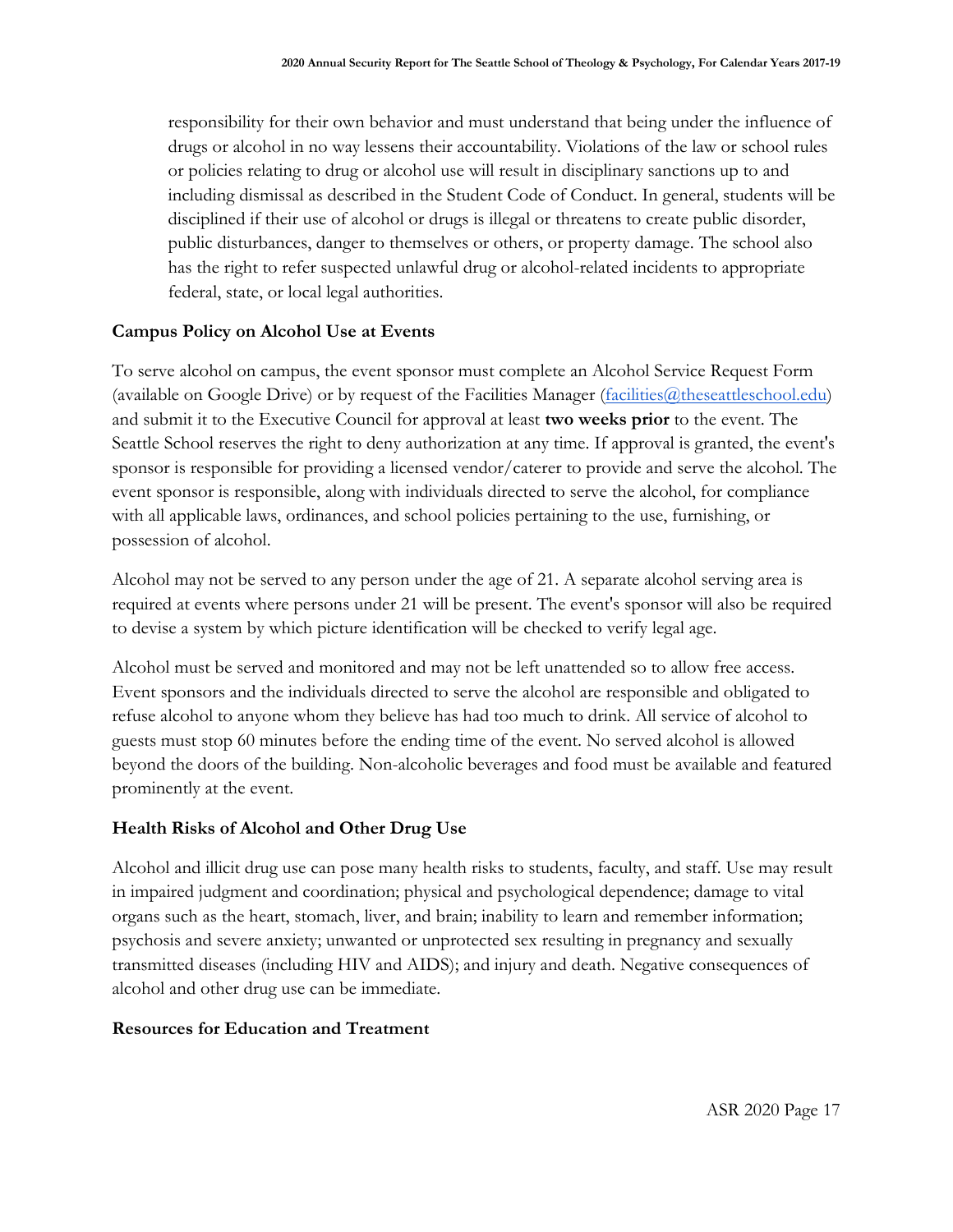responsibility for their own behavior and must understand that being under the influence of drugs or alcohol in no way lessens their accountability. Violations of the law or school rules or policies relating to drug or alcohol use will result in disciplinary sanctions up to and including dismissal as described in the Student Code of Conduct. In general, students will be disciplined if their use of alcohol or drugs is illegal or threatens to create public disorder, public disturbances, danger to themselves or others, or property damage. The school also has the right to refer suspected unlawful drug or alcohol-related incidents to appropriate federal, state, or local legal authorities.

### Campus Policy on Alcohol Use at Events

To serve alcohol on campus, the event sponsor must complete an Alcohol Service Request Form (available on Google Drive) or by request of the Facilities Manager (facilities@theseattleschool.edu) and submit it to the Executive Council for approval at least **two weeks prior** to the event. The Seattle School reserves the right to deny authorization at any time. If approval is granted, the event's sponsor is responsible for providing a licensed vendor/caterer to provide and serve the alcohol. The event sponsor is responsible, along with individuals directed to serve the alcohol, for compliance with all applicable laws, ordinances, and school policies pertaining to the use, furnishing, or possession of alcohol.

Alcohol may not be served to any person under the age of 21. A separate alcohol serving area is required at events where persons under 21 will be present. The event's sponsor will also be required to devise a system by which picture identification will be checked to verify legal age.

Alcohol must be served and monitored and may not be left unattended so to allow free access. Event sponsors and the individuals directed to serve the alcohol are responsible and obligated to refuse alcohol to anyone whom they believe has had too much to drink. All service of alcohol to guests must stop 60 minutes before the ending time of the event. No served alcohol is allowed beyond the doors of the building. Non-alcoholic beverages and food must be available and featured prominently at the event.

### Health Risks of Alcohol and Other Drug Use

Alcohol and illicit drug use can pose many health risks to students, faculty, and staff. Use may result in impaired judgment and coordination; physical and psychological dependence; damage to vital organs such as the heart, stomach, liver, and brain; inability to learn and remember information; psychosis and severe anxiety; unwanted or unprotected sex resulting in pregnancy and sexually transmitted diseases (including HIV and AIDS); and injury and death. Negative consequences of alcohol and other drug use can be immediate.

### Resources for Education and Treatment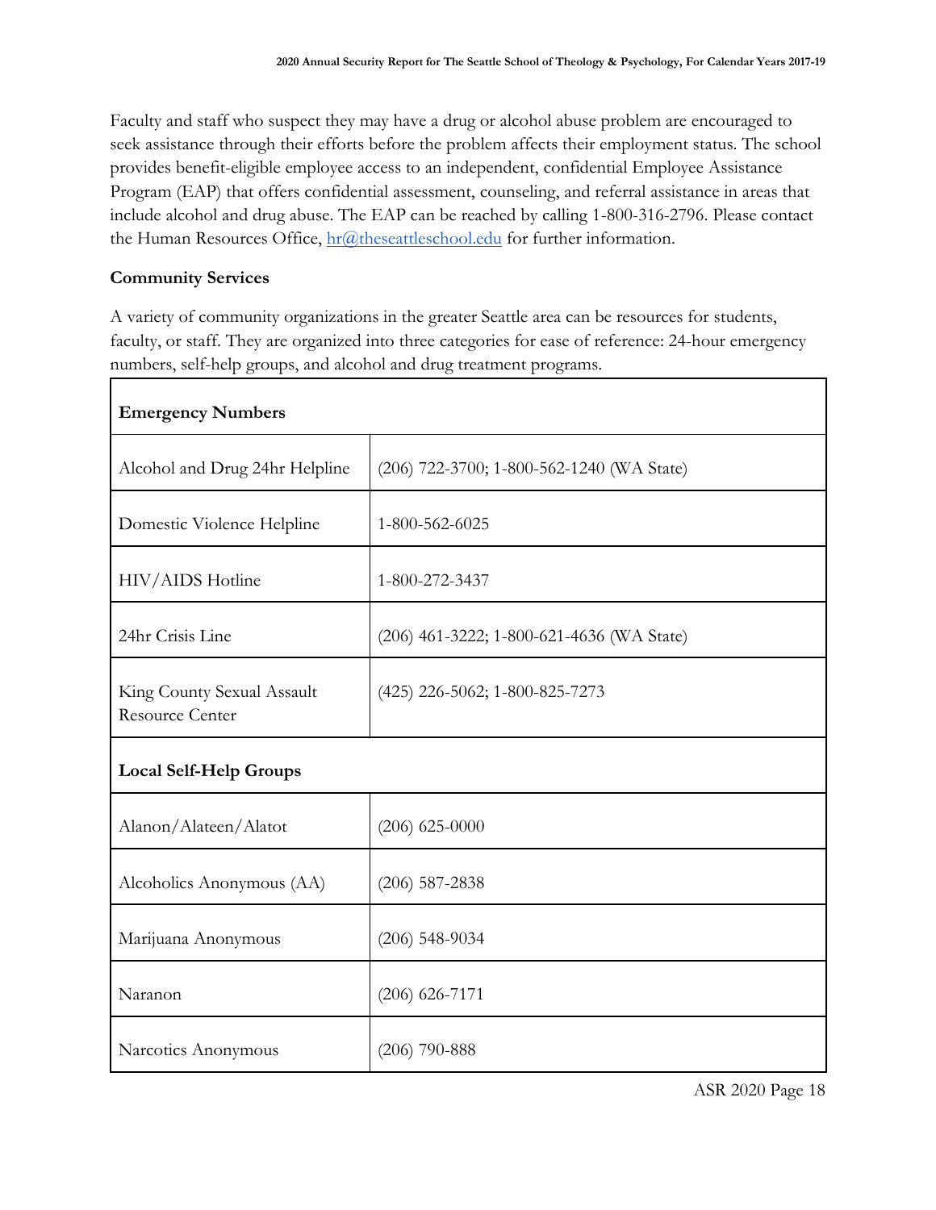Faculty and staff who suspect they may have a drug or alcohol abuse problem are encouraged to seek assistance through their efforts before the problem affects their employment status. The school provides benefit-eligible employee access to an independent, confidential Employee Assistance Program (EAP) that offers confidential assessment, counseling, and referral assistance in areas that include alcohol and drug abuse. The EAP can be reached by calling 1-800-316-2796. Please contact the Human Resources Office, hr@theseattleschool.edu for further information.

**Community Services**

A variety of community organizations in the greater Seattle area can be resources for students, faculty, or staff. They are organized into three categories for ease of reference: 24-hour emergency numbers, self-help groups, and alcohol and drug treatment programs.

| **Emergency Numbers** | |
|---|---|
| Alcohol and Drug 24hr Helpline | (206) 722-3700; 1-800-562-1240 (WA State) |
| Domestic Violence Helpline | 1-800-562-6025 |
| HIV/AIDS Hotline | 1-800-272-3437 |
| 24hr Crisis Line | (206) 461-3222; 1-800-621-4636 (WA State) |
| King County Sexual Assault Resource Center | (425) 226-5062; 1-800-825-7273 |
| **Local Self-Help Groups** | |
| Alanon/Alateen/Alatot | (206) 625-0000 |
| Alcoholics Anonymous (AA) | (206) 587-2838 |
| Marijuana Anonymous | (206) 548-9034 |
| Naranon | (206) 626-7171 |
| Narcotics Anonymous | (206) 790-888 |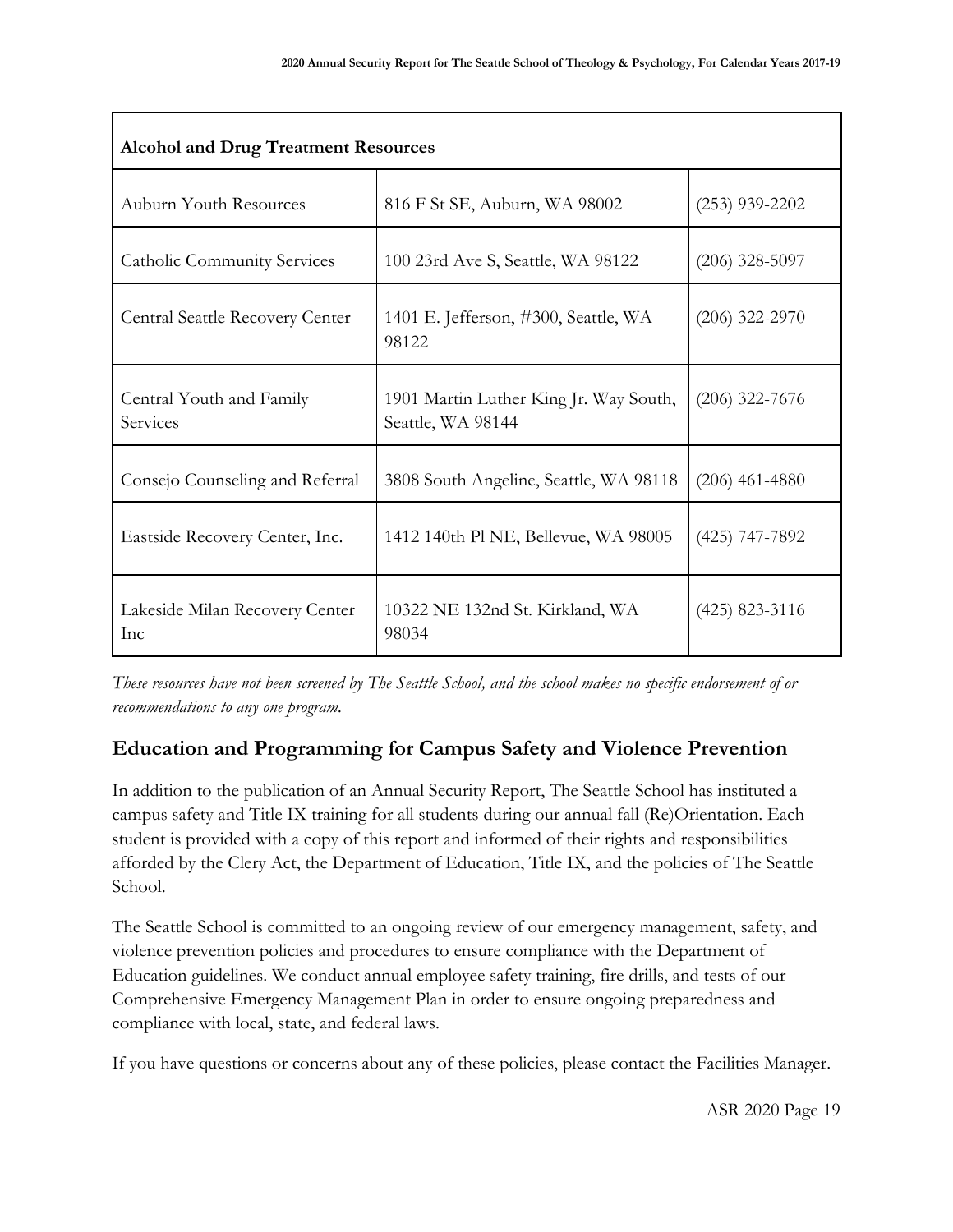| Alcohol and Drug Treatment Resources | | |
|---|---|---|
| Auburn Youth Resources | 816 F St SE, Auburn, WA 98002 | (253) 939-2202 |
| Catholic Community Services | 100 23rd Ave S, Seattle, WA 98122 | (206) 328-5097 |
| Central Seattle Recovery Center | 1401 E. Jefferson, #300, Seattle, WA 98122 | (206) 322-2970 |
| Central Youth and Family Services | 1901 Martin Luther King Jr. Way South, Seattle, WA 98144 | (206) 322-7676 |
| Consejo Counseling and Referral | 3808 South Angeline, Seattle, WA 98118 | (206) 461-4880 |
| Eastside Recovery Center, Inc. | 1412 140th Pl NE, Bellevue, WA 98005 | (425) 747-7892 |
| Lakeside Milan Recovery Center Inc | 10322 NE 132nd St. Kirkland, WA 98034 | (425) 823-3116 |

*These resources have not been screened by The Seattle School, and the school makes no specific endorsement of or recommendations to any one program.*

## Education and Programming for Campus Safety and Violence Prevention

In addition to the publication of an Annual Security Report, The Seattle School has instituted a campus safety and Title IX training for all students during our annual fall (Re)Orientation. Each student is provided with a copy of this report and informed of their rights and responsibilities afforded by the Clery Act, the Department of Education, Title IX, and the policies of The Seattle School.

The Seattle School is committed to an ongoing review of our emergency management, safety, and violence prevention policies and procedures to ensure compliance with the Department of Education guidelines. We conduct annual employee safety training, fire drills, and tests of our Comprehensive Emergency Management Plan in order to ensure ongoing preparedness and compliance with local, state, and federal laws.

If you have questions or concerns about any of these policies, please contact the Facilities Manager.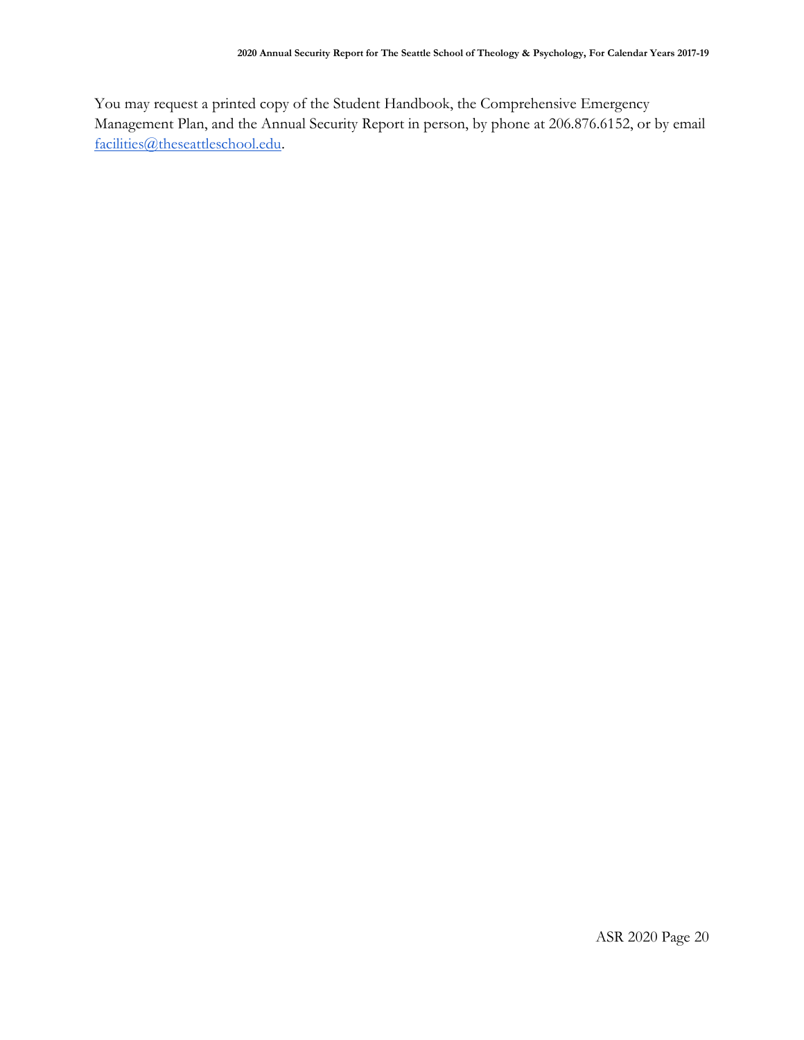You may request a printed copy of the Student Handbook, the Comprehensive Emergency Management Plan, and the Annual Security Report in person, by phone at 206.876.6152, or by email [facilities@theseattleschool.edu](mailto:facilities@theseattleschool.edu).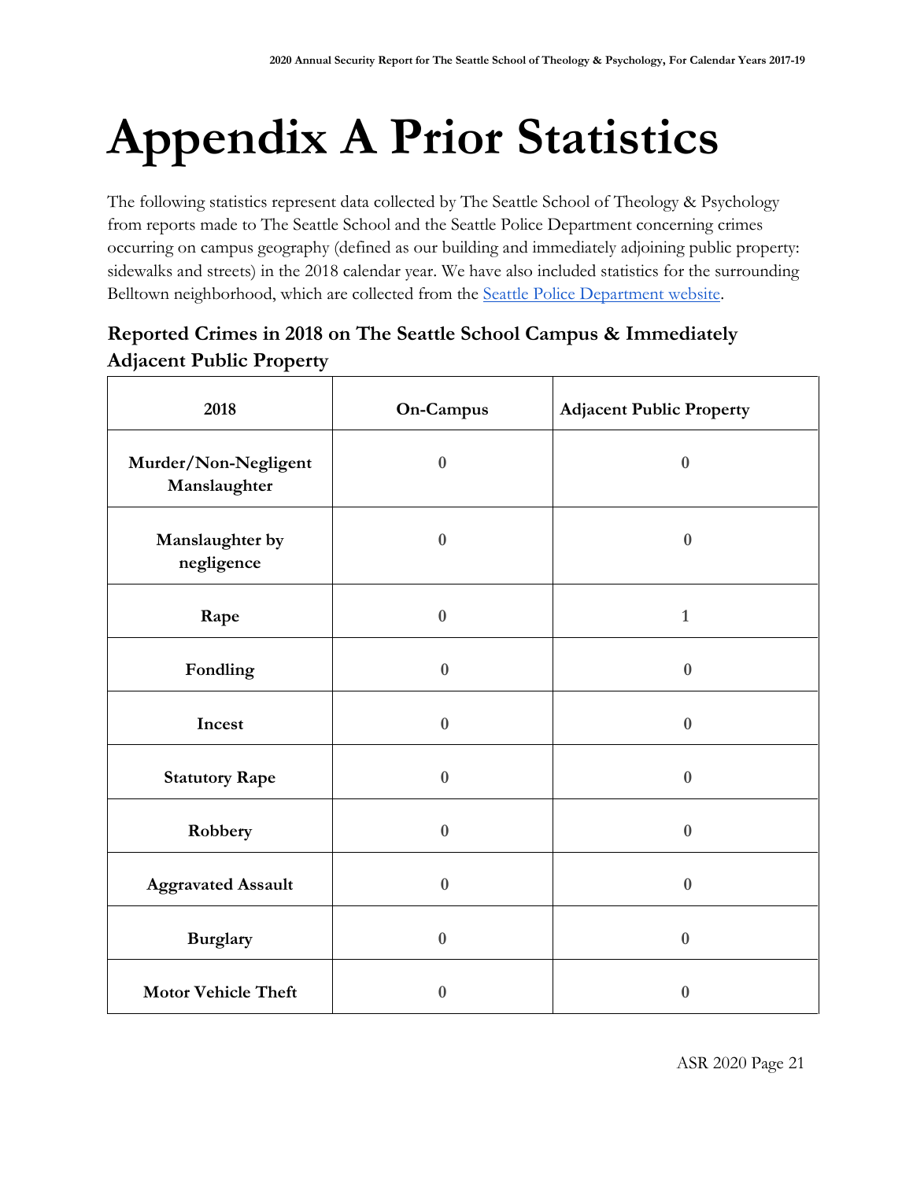# Appendix A Prior Statistics

The following statistics represent data collected by The Seattle School of Theology & Psychology from reports made to The Seattle School and the Seattle Police Department concerning crimes occurring on campus geography (defined as our building and immediately adjoining public property: sidewalks and streets) in the 2018 calendar year. We have also included statistics for the surrounding Belltown neighborhood, which are collected from the [Seattle Police Department website](Seattle Police Department website).

### Reported Crimes in 2018 on The Seattle School Campus & Immediately Adjacent Public Property

| 2018 | On-Campus | Adjacent Public Property |
|---|---|---|
| Murder/Non-Negligent Manslaughter | 0 | 0 |
| Manslaughter by negligence | 0 | 0 |
| Rape | 0 | 1 |
| Fondling | 0 | 0 |
| Incest | 0 | 0 |
| Statutory Rape | 0 | 0 |
| Robbery | 0 | 0 |
| Aggravated Assault | 0 | 0 |
| Burglary | 0 | 0 |
| Motor Vehicle Theft | 0 | 0 |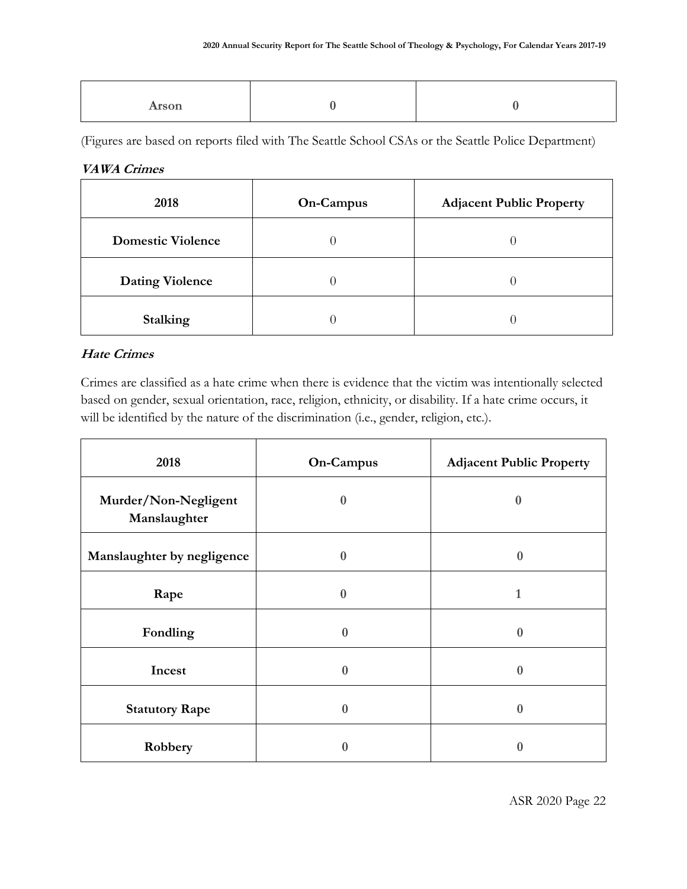| Arson | 0 | 0 |
|---|---|---|

(Figures are based on reports filed with The Seattle School CSAs or the Seattle Police Department)

***VAWA Crimes***

| 2018 | On-Campus | Adjacent Public Property |
|---|---|---|
| **Domestic Violence** | 0 | 0 |
| **Dating Violence** | 0 | 0 |
| **Stalking** | 0 | 0 |

***Hate Crimes***

Crimes are classified as a hate crime when there is evidence that the victim was intentionally selected based on gender, sexual orientation, race, religion, ethnicity, or disability. If a hate crime occurs, it will be identified by the nature of the discrimination (i.e., gender, religion, etc.).

| 2018 | On-Campus | Adjacent Public Property |
|---|---|---|
| **Murder/Non-Negligent Manslaughter** | 0 | 0 |
| **Manslaughter by negligence** | 0 | 0 |
| **Rape** | 0 | 1 |
| **Fondling** | 0 | 0 |
| **Incest** | 0 | 0 |
| **Statutory Rape** | 0 | 0 |
| **Robbery** | 0 | 0 |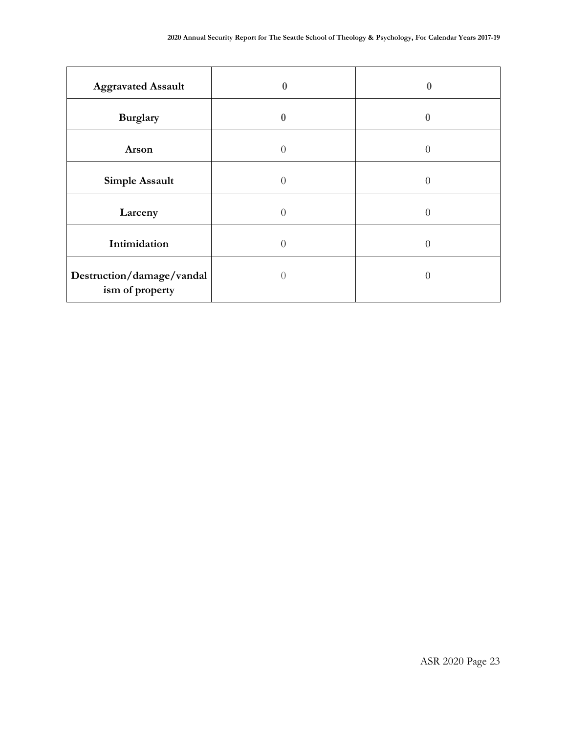| Aggravated Assault | 0 | 0 |
|---|---|---|
| Burglary | 0 | 0 |
| Arson | 0 | 0 |
| Simple Assault | 0 | 0 |
| Larceny | 0 | 0 |
| Intimidation | 0 | 0 |
| Destruction/damage/vandalism of property | 0 | 0 |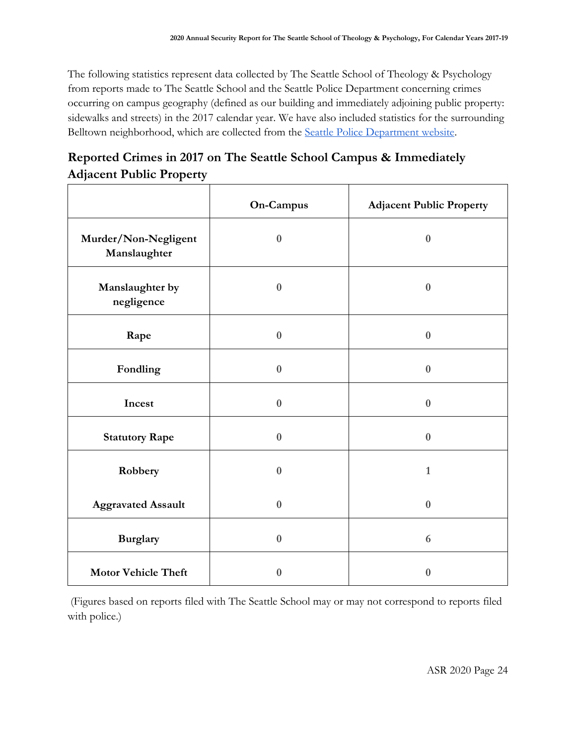The following statistics represent data collected by The Seattle School of Theology & Psychology from reports made to The Seattle School and the Seattle Police Department concerning crimes occurring on campus geography (defined as our building and immediately adjoining public property: sidewalks and streets) in the 2017 calendar year. We have also included statistics for the surrounding Belltown neighborhood, which are collected from the [Seattle Police Department website](https://www.seattle.gov/police).

## Reported Crimes in 2017 on The Seattle School Campus & Immediately Adjacent Public Property

| | On-Campus | Adjacent Public Property |
|---|---|---|
| **Murder/Non-Negligent Manslaughter** | 0 | 0 |
| **Manslaughter by negligence** | 0 | 0 |
| **Rape** | 0 | 0 |
| **Fondling** | 0 | 0 |
| **Incest** | 0 | 0 |
| **Statutory Rape** | 0 | 0 |
| **Robbery** | 0 | 1 |
| **Aggravated Assault** | 0 | 0 |
| **Burglary** | 0 | 6 |
| **Motor Vehicle Theft** | 0 | 0 |

(Figures based on reports filed with The Seattle School may or may not correspond to reports filed with police.)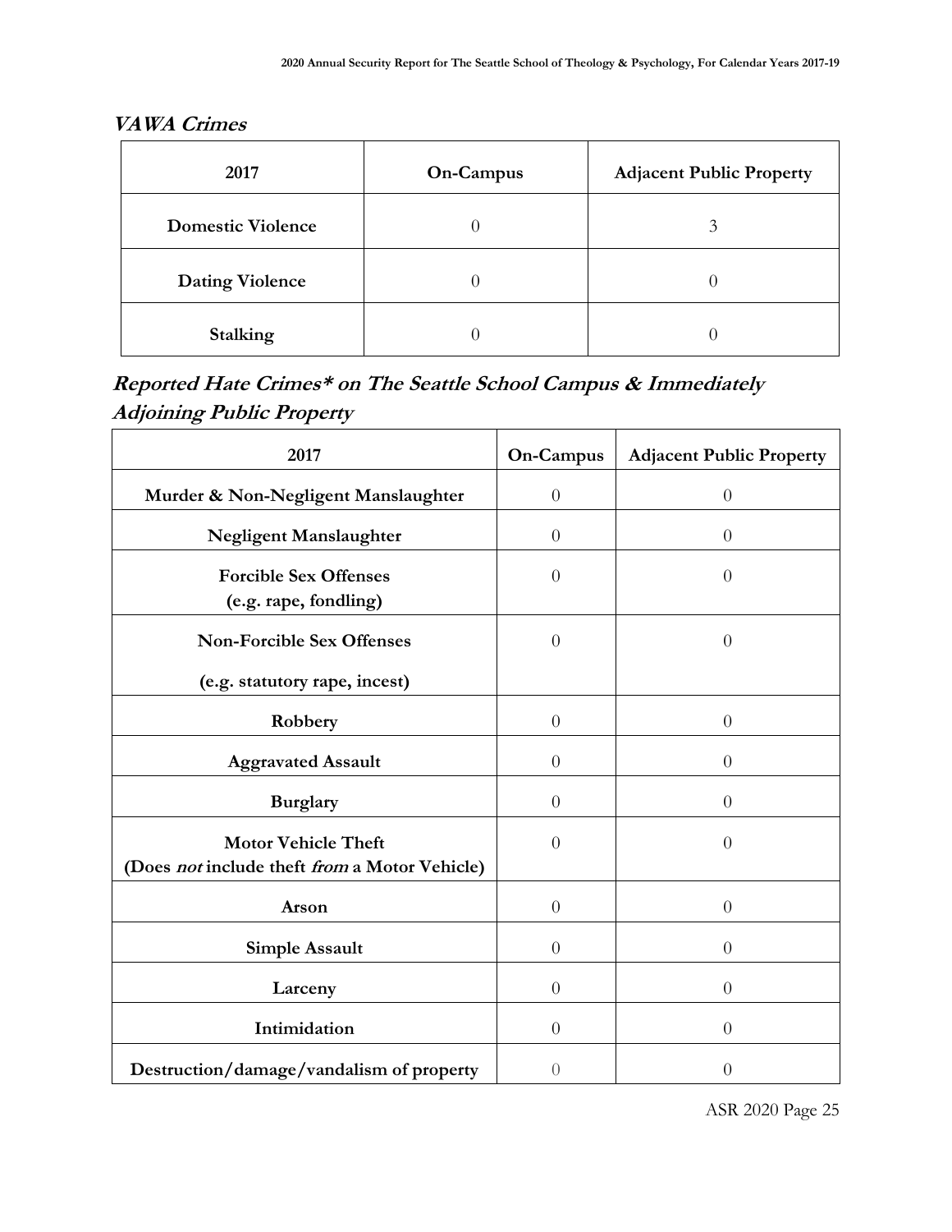### *VAWA Crimes*

| 2017 | On-Campus | Adjacent Public Property |
|---|---|---|
| **Domestic Violence** | 0 | 3 |
| **Dating Violence** | 0 | 0 |
| **Stalking** | 0 | 0 |

### *Reported Hate Crimes* on The Seattle School Campus & Immediately Adjoining Public Property*

| 2017 | On-Campus | Adjacent Public Property |
|---|---|---|
| **Murder & Non-Negligent Manslaughter** | 0 | 0 |
| **Negligent Manslaughter** | 0 | 0 |
| **Forcible Sex Offenses (e.g. rape, fondling)** | 0 | 0 |
| **Non-Forcible Sex Offenses (e.g. statutory rape, incest)** | 0 | 0 |
| **Robbery** | 0 | 0 |
| **Aggravated Assault** | 0 | 0 |
| **Burglary** | 0 | 0 |
| **Motor Vehicle Theft (Does *not* include theft *from* a Motor Vehicle)** | 0 | 0 |
| **Arson** | 0 | 0 |
| **Simple Assault** | 0 | 0 |
| **Larceny** | 0 | 0 |
| **Intimidation** | 0 | 0 |
| **Destruction/damage/vandalism of property** | 0 | 0 |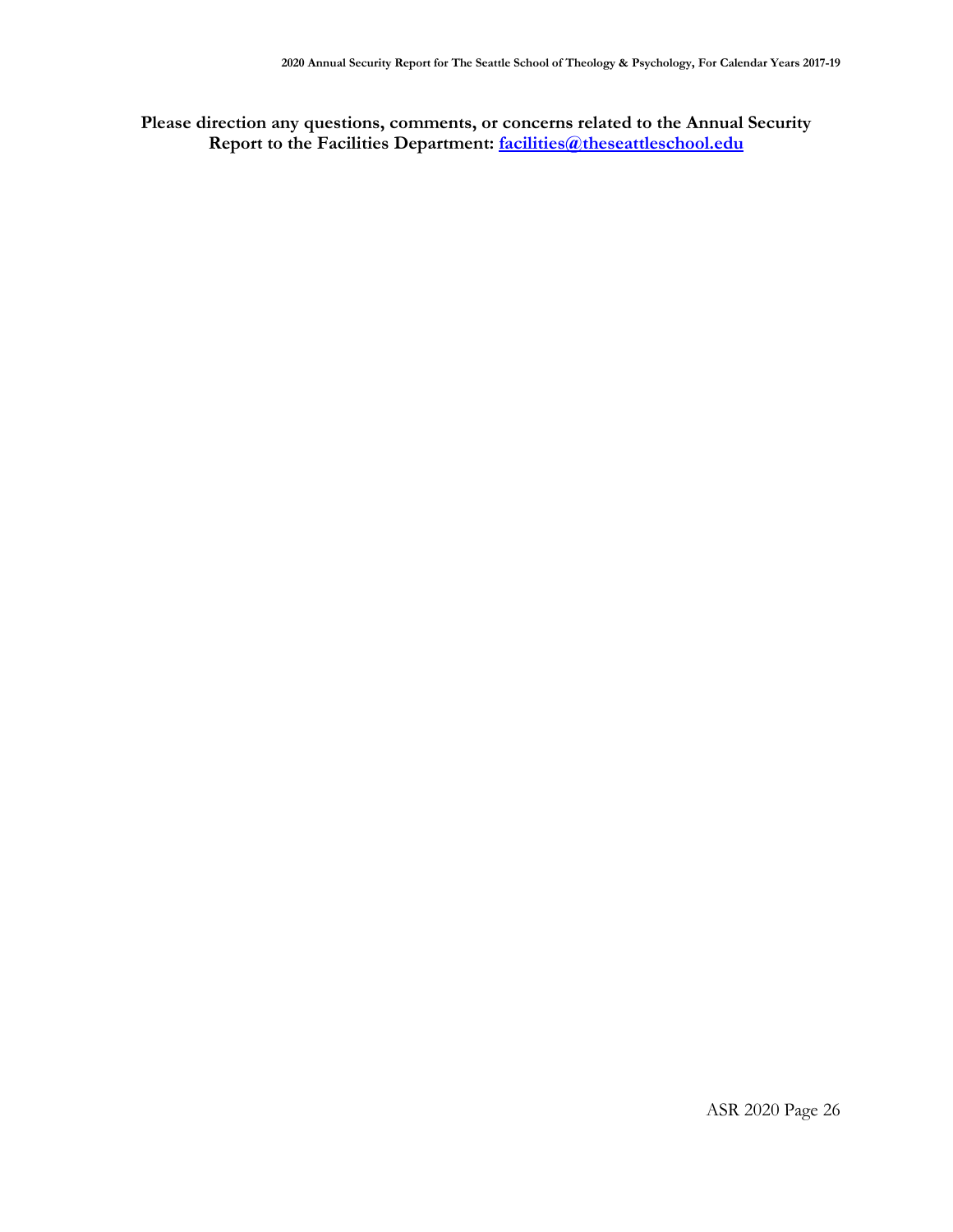**Please direction any questions, comments, or concerns related to the Annual Security Report to the Facilities Department: facilities@theseattleschool.edu**